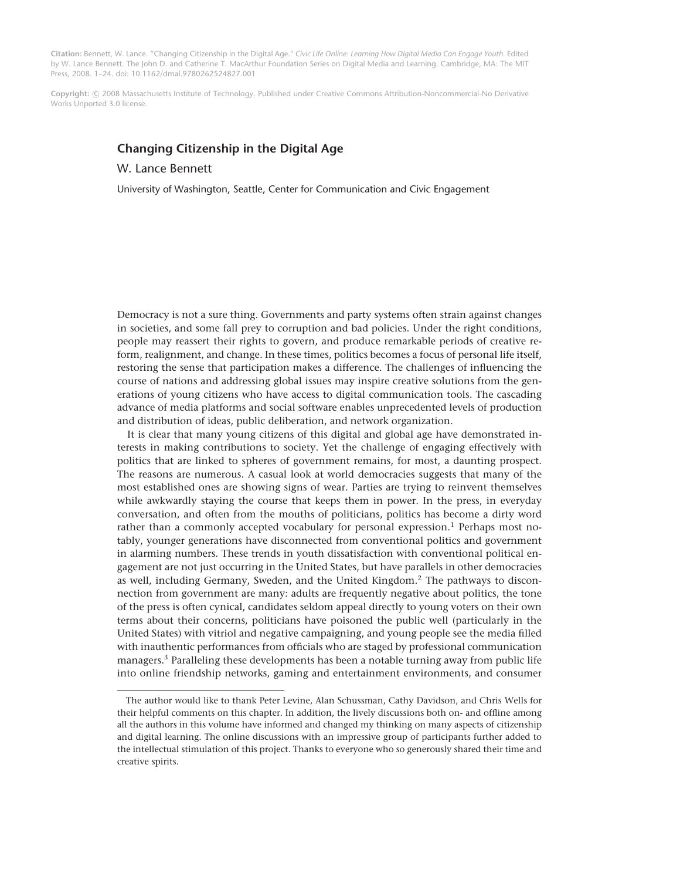**Citation:** Bennett, W. Lance. "Changing Citizenship in the Digital Age." *Civic Life Online: Learning How Digital Media Can Engage Youth.* Edited by W. Lance Bennett. The John D. and Catherine T. MacArthur Foundation Series on Digital Media and Learning. Cambridge, MA: The MIT Press, 2008. 1–24. doi: 10.1162/dmal.9780262524827.001

**Copyright:** © 2008 Massachusetts Institute of Technology. Published under Creative Commons Attribution-Noncommercial-No Derivative Works Unported 3.0 license.

# Changing Citizenship in the Digital Age

W. Lance Bennett

University of Washington, Seattle, Center for Communication and Civic Engagement

Democracy is not a sure thing. Governments and party systems often strain against changes in societies, and some fall prey to corruption and bad policies. Under the right conditions, people may reassert their rights to govern, and produce remarkable periods of creative reform, realignment, and change. In these times, politics becomes a focus of personal life itself, restoring the sense that participation makes a difference. The challenges of influencing the course of nations and addressing global issues may inspire creative solutions from the generations of young citizens who have access to digital communication tools. The cascading advance of media platforms and social software enables unprecedented levels of production and distribution of ideas, public deliberation, and network organization.

It is clear that many young citizens of this digital and global age have demonstrated interests in making contributions to society. Yet the challenge of engaging effectively with politics that are linked to spheres of government remains, for most, a daunting prospect. The reasons are numerous. A casual look at world democracies suggests that many of the most established ones are showing signs of wear. Parties are trying to reinvent themselves while awkwardly staying the course that keeps them in power. In the press, in everyday conversation, and often from the mouths of politicians, politics has become a dirty word rather than a commonly accepted vocabulary for personal expression.[1] Perhaps most notably, younger generations have disconnected from conventional politics and government in alarming numbers. These trends in youth dissatisfaction with conventional political engagement are not just occurring in the United States, but have parallels in other democracies as well, including Germany, Sweden, and the United Kingdom.[2] The pathways to disconnection from government are many: adults are frequently negative about politics, the tone of the press is often cynical, candidates seldom appeal directly to young voters on their own terms about their concerns, politicians have poisoned the public well (particularly in the United States) with vitriol and negative campaigning, and young people see the media filled with inauthentic performances from officials who are staged by professional communication managers.[3] Paralleling these developments has been a notable turning away from public life into online friendship networks, gaming and entertainment environments, and consumer

---

The author would like to thank Peter Levine, Alan Schussman, Cathy Davidson, and Chris Wells for their helpful comments on this chapter. In addition, the lively discussions both on- and offline among all the authors in this volume have informed and changed my thinking on many aspects of citizenship and digital learning. The online discussions with an impressive group of participants further added to the intellectual stimulation of this project. Thanks to everyone who so generously shared their time and creative spirits.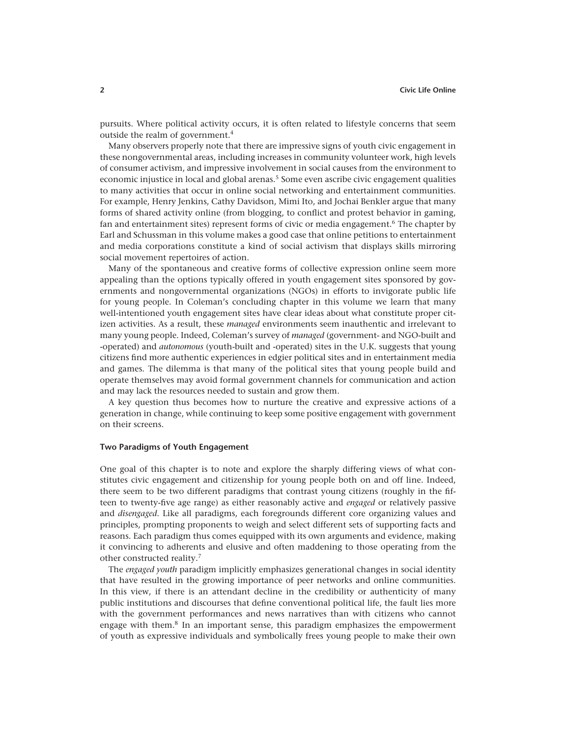pursuits. Where political activity occurs, it is often related to lifestyle concerns that seem outside the realm of government.[4]

Many observers properly note that there are impressive signs of youth civic engagement in these nongovernmental areas, including increases in community volunteer work, high levels of consumer activism, and impressive involvement in social causes from the environment to economic injustice in local and global arenas.[5] Some even ascribe civic engagement qualities to many activities that occur in online social networking and entertainment communities. For example, Henry Jenkins, Cathy Davidson, Mimi Ito, and Jochai Benkler argue that many forms of shared activity online (from blogging, to conflict and protest behavior in gaming, fan and entertainment sites) represent forms of civic or media engagement.[6] The chapter by Earl and Schussman in this volume makes a good case that online petitions to entertainment and media corporations constitute a kind of social activism that displays skills mirroring social movement repertoires of action.

Many of the spontaneous and creative forms of collective expression online seem more appealing than the options typically offered in youth engagement sites sponsored by governments and nongovernmental organizations (NGOs) in efforts to invigorate public life for young people. In Coleman's concluding chapter in this volume we learn that many well-intentioned youth engagement sites have clear ideas about what constitute proper citizen activities. As a result, these *managed* environments seem inauthentic and irrelevant to many young people. Indeed, Coleman's survey of *managed* (government- and NGO-built and -operated) and *autonomous* (youth-built and -operated) sites in the U.K. suggests that young citizens find more authentic experiences in edgier political sites and in entertainment media and games. The dilemma is that many of the political sites that young people build and operate themselves may avoid formal government channels for communication and action and may lack the resources needed to sustain and grow them.

A key question thus becomes how to nurture the creative and expressive actions of a generation in change, while continuing to keep some positive engagement with government on their screens.

### Two Paradigms of Youth Engagement

One goal of this chapter is to note and explore the sharply differing views of what constitutes civic engagement and citizenship for young people both on and off line. Indeed, there seem to be two different paradigms that contrast young citizens (roughly in the fifteen to twenty-five age range) as either reasonably active and *engaged* or relatively passive and *disengaged*. Like all paradigms, each foregrounds different core organizing values and principles, prompting proponents to weigh and select different sets of supporting facts and reasons. Each paradigm thus comes equipped with its own arguments and evidence, making it convincing to adherents and elusive and often maddening to those operating from the other constructed reality.[7]

The *engaged youth* paradigm implicitly emphasizes generational changes in social identity that have resulted in the growing importance of peer networks and online communities. In this view, if there is an attendant decline in the credibility or authenticity of many public institutions and discourses that define conventional political life, the fault lies more with the government performances and news narratives than with citizens who cannot engage with them.[8] In an important sense, this paradigm emphasizes the empowerment of youth as expressive individuals and symbolically frees young people to make their own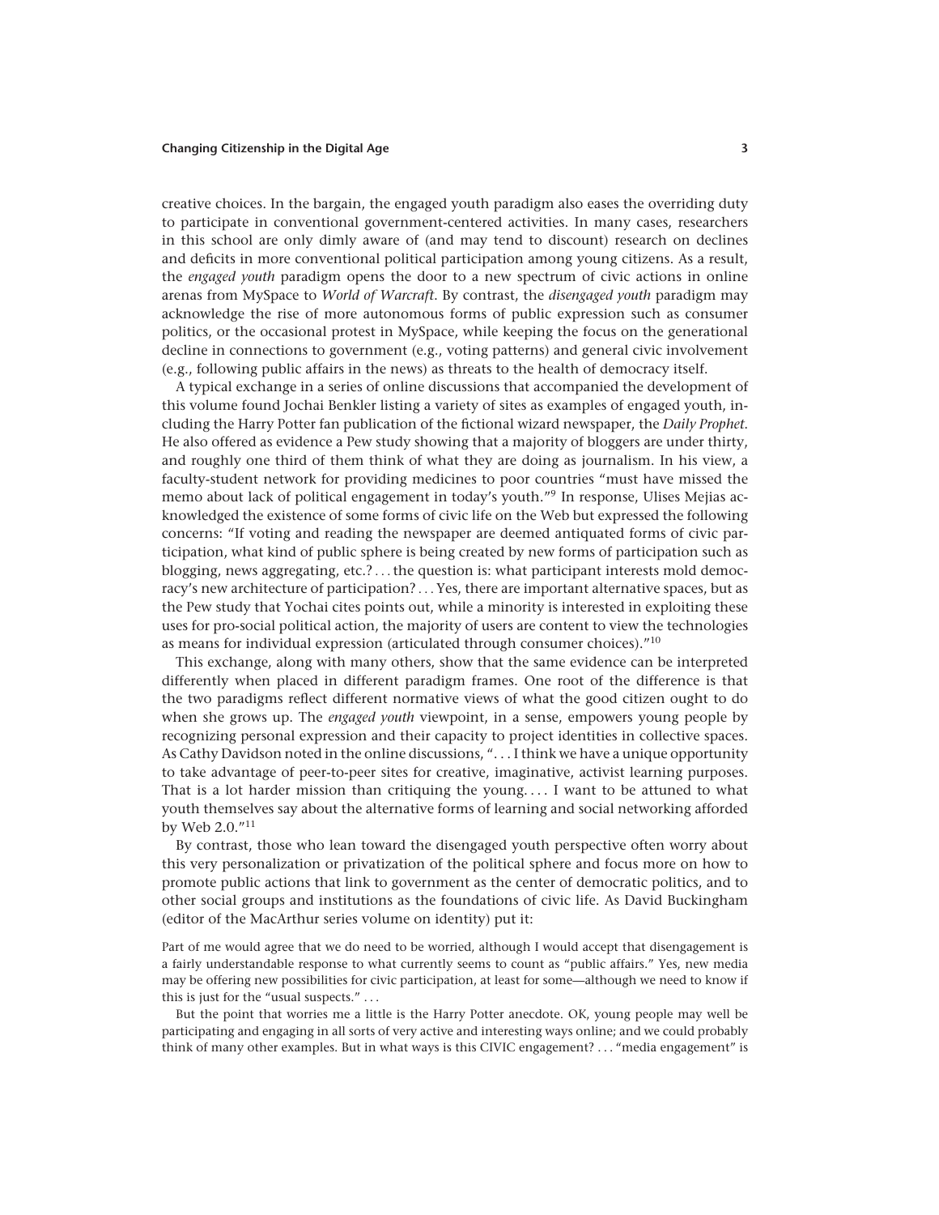creative choices. In the bargain, the engaged youth paradigm also eases the overriding duty to participate in conventional government-centered activities. In many cases, researchers in this school are only dimly aware of (and may tend to discount) research on declines and deficits in more conventional political participation among young citizens. As a result, the *engaged youth* paradigm opens the door to a new spectrum of civic actions in online arenas from MySpace to *World of Warcraft*. By contrast, the *disengaged youth* paradigm may acknowledge the rise of more autonomous forms of public expression such as consumer politics, or the occasional protest in MySpace, while keeping the focus on the generational decline in connections to government (e.g., voting patterns) and general civic involvement (e.g., following public affairs in the news) as threats to the health of democracy itself.

A typical exchange in a series of online discussions that accompanied the development of this volume found Jochai Benkler listing a variety of sites as examples of engaged youth, including the Harry Potter fan publication of the fictional wizard newspaper, the *Daily Prophet*. He also offered as evidence a Pew study showing that a majority of bloggers are under thirty, and roughly one third of them think of what they are doing as journalism. In his view, a faculty-student network for providing medicines to poor countries "must have missed the memo about lack of political engagement in today's youth."[9] In response, Ulises Mejias acknowledged the existence of some forms of civic life on the Web but expressed the following concerns: "If voting and reading the newspaper are deemed antiquated forms of civic participation, what kind of public sphere is being created by new forms of participation such as blogging, news aggregating, etc.? . . . the question is: what participant interests mold democracy's new architecture of participation? . . . Yes, there are important alternative spaces, but as the Pew study that Yochai cites points out, while a minority is interested in exploiting these uses for pro-social political action, the majority of users are content to view the technologies as means for individual expression (articulated through consumer choices)."[10]

This exchange, along with many others, show that the same evidence can be interpreted differently when placed in different paradigm frames. One root of the difference is that the two paradigms reflect different normative views of what the good citizen ought to do when she grows up. The *engaged youth* viewpoint, in a sense, empowers young people by recognizing personal expression and their capacity to project identities in collective spaces. As Cathy Davidson noted in the online discussions, ". . . I think we have a unique opportunity to take advantage of peer-to-peer sites for creative, imaginative, activist learning purposes. That is a lot harder mission than critiquing the young. . . . I want to be attuned to what youth themselves say about the alternative forms of learning and social networking afforded by Web 2.0."[11]

By contrast, those who lean toward the disengaged youth perspective often worry about this very personalization or privatization of the political sphere and focus more on how to promote public actions that link to government as the center of democratic politics, and to other social groups and institutions as the foundations of civic life. As David Buckingham (editor of the MacArthur series volume on identity) put it:

> Part of me would agree that we do need to be worried, although I would accept that disengagement is a fairly understandable response to what currently seems to count as "public affairs." Yes, new media may be offering new possibilities for civic participation, at least for some—although we need to know if this is just for the "usual suspects." . . .
>
> But the point that worries me a little is the Harry Potter anecdote. OK, young people may well be participating and engaging in all sorts of very active and interesting ways online; and we could probably think of many other examples. But in what ways is this CIVIC engagement? . . . "media engagement" is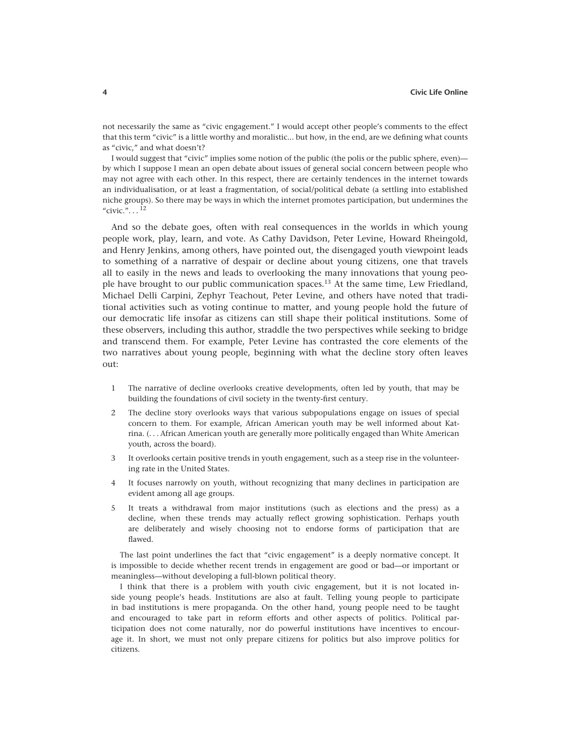not necessarily the same as "civic engagement." I would accept other people's comments to the effect that this term "civic" is a little worthy and moralistic... but how, in the end, are we defining what counts as "civic," and what doesn't?

I would suggest that "civic" implies some notion of the public (the polis or the public sphere, even)—by which I suppose I mean an open debate about issues of general social concern between people who may not agree with each other. In this respect, there are certainly tendences in the internet towards an individualisation, or at least a fragmentation, of social/political debate (a settling into established niche groups). So there may be ways in which the internet promotes participation, but undermines the "civic."... [12]

And so the debate goes, often with real consequences in the worlds in which young people work, play, learn, and vote. As Cathy Davidson, Peter Levine, Howard Rheingold, and Henry Jenkins, among others, have pointed out, the disengaged youth viewpoint leads to something of a narrative of despair or decline about young citizens, one that travels all to easily in the news and leads to overlooking the many innovations that young people have brought to our public communication spaces.[13] At the same time, Lew Friedland, Michael Delli Carpini, Zephyr Teachout, Peter Levine, and others have noted that traditional activities such as voting continue to matter, and young people hold the future of our democratic life insofar as citizens can still shape their political institutions. Some of these observers, including this author, straddle the two perspectives while seeking to bridge and transcend them. For example, Peter Levine has contrasted the core elements of the two narratives about young people, beginning with what the decline story often leaves out:

1. The narrative of decline overlooks creative developments, often led by youth, that may be building the foundations of civil society in the twenty-first century.
2. The decline story overlooks ways that various subpopulations engage on issues of special concern to them. For example, African American youth may be well informed about Katrina. (. . . African American youth are generally more politically engaged than White American youth, across the board).
3. It overlooks certain positive trends in youth engagement, such as a steep rise in the volunteering rate in the United States.
4. It focuses narrowly on youth, without recognizing that many declines in participation are evident among all age groups.
5. It treats a withdrawal from major institutions (such as elections and the press) as a decline, when these trends may actually reflect growing sophistication. Perhaps youth are deliberately and wisely choosing not to endorse forms of participation that are flawed.

The last point underlines the fact that "civic engagement" is a deeply normative concept. It is impossible to decide whether recent trends in engagement are good or bad—or important or meaningless—without developing a full-blown political theory.

I think that there is a problem with youth civic engagement, but it is not located inside young people's heads. Institutions are also at fault. Telling young people to participate in bad institutions is mere propaganda. On the other hand, young people need to be taught and encouraged to take part in reform efforts and other aspects of politics. Political participation does not come naturally, nor do powerful institutions have incentives to encourage it. In short, we must not only prepare citizens for politics but also improve politics for citizens.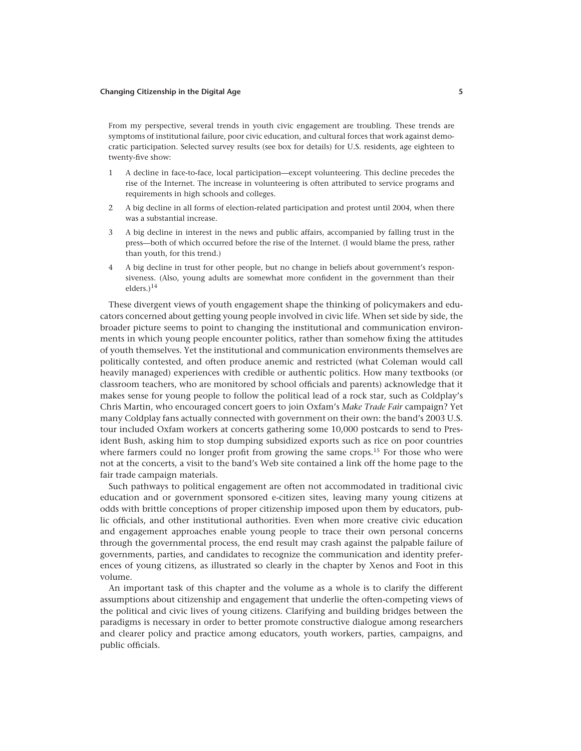From my perspective, several trends in youth civic engagement are troubling. These trends are symptoms of institutional failure, poor civic education, and cultural forces that work against democratic participation. Selected survey results (see box for details) for U.S. residents, age eighteen to twenty-five show:

1. A decline in face-to-face, local participation—except volunteering. This decline precedes the rise of the Internet. The increase in volunteering is often attributed to service programs and requirements in high schools and colleges.
2. A big decline in all forms of election-related participation and protest until 2004, when there was a substantial increase.
3. A big decline in interest in the news and public affairs, accompanied by falling trust in the press—both of which occurred before the rise of the Internet. (I would blame the press, rather than youth, for this trend.)
4. A big decline in trust for other people, but no change in beliefs about government's responsiveness. (Also, young adults are somewhat more confident in the government than their elders.)[14]

These divergent views of youth engagement shape the thinking of policymakers and educators concerned about getting young people involved in civic life. When set side by side, the broader picture seems to point to changing the institutional and communication environments in which young people encounter politics, rather than somehow fixing the attitudes of youth themselves. Yet the institutional and communication environments themselves are politically contested, and often produce anemic and restricted (what Coleman would call heavily managed) experiences with credible or authentic politics. How many textbooks (or classroom teachers, who are monitored by school officials and parents) acknowledge that it makes sense for young people to follow the political lead of a rock star, such as Coldplay's Chris Martin, who encouraged concert goers to join Oxfam's *Make Trade Fair* campaign? Yet many Coldplay fans actually connected with government on their own: the band's 2003 U.S. tour included Oxfam workers at concerts gathering some 10,000 postcards to send to President Bush, asking him to stop dumping subsidized exports such as rice on poor countries where farmers could no longer profit from growing the same crops.[15] For those who were not at the concerts, a visit to the band's Web site contained a link off the home page to the fair trade campaign materials.

Such pathways to political engagement are often not accommodated in traditional civic education and or government sponsored e-citizen sites, leaving many young citizens at odds with brittle conceptions of proper citizenship imposed upon them by educators, public officials, and other institutional authorities. Even when more creative civic education and engagement approaches enable young people to trace their own personal concerns through the governmental process, the end result may crash against the palpable failure of governments, parties, and candidates to recognize the communication and identity preferences of young citizens, as illustrated so clearly in the chapter by Xenos and Foot in this volume.

An important task of this chapter and the volume as a whole is to clarify the different assumptions about citizenship and engagement that underlie the often-competing views of the political and civic lives of young citizens. Clarifying and building bridges between the paradigms is necessary in order to better promote constructive dialogue among researchers and clearer policy and practice among educators, youth workers, parties, campaigns, and public officials.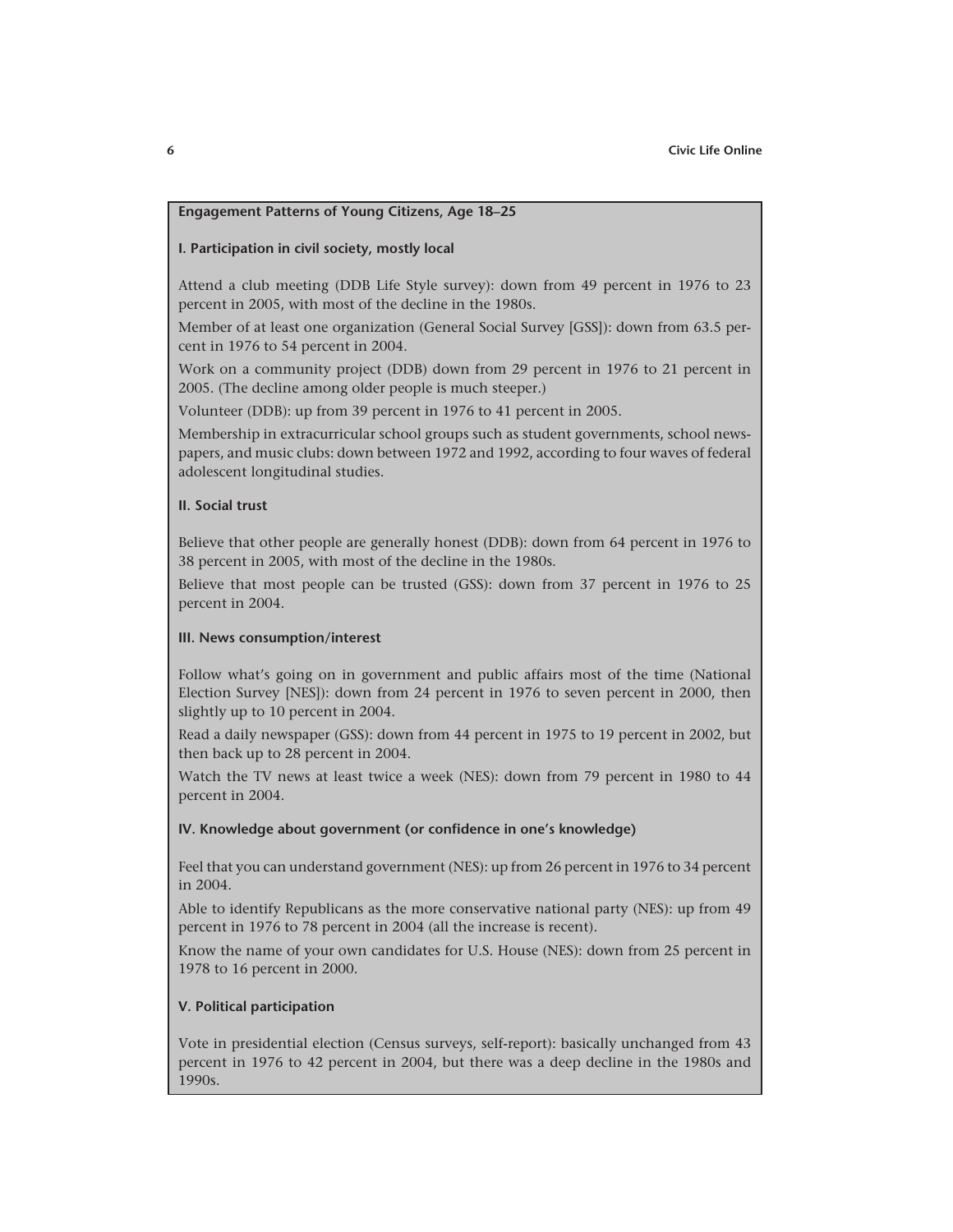### Engagement Patterns of Young Citizens, Age 18–25

#### I. Participation in civil society, mostly local

Attend a club meeting (DDB Life Style survey): down from 49 percent in 1976 to 23 percent in 2005, with most of the decline in the 1980s.

Member of at least one organization (General Social Survey [GSS]): down from 63.5 percent in 1976 to 54 percent in 2004.

Work on a community project (DDB) down from 29 percent in 1976 to 21 percent in 2005. (The decline among older people is much steeper.)

Volunteer (DDB): up from 39 percent in 1976 to 41 percent in 2005.

Membership in extracurricular school groups such as student governments, school newspapers, and music clubs: down between 1972 and 1992, according to four waves of federal adolescent longitudinal studies.

#### II. Social trust

Believe that other people are generally honest (DDB): down from 64 percent in 1976 to 38 percent in 2005, with most of the decline in the 1980s.

Believe that most people can be trusted (GSS): down from 37 percent in 1976 to 25 percent in 2004.

#### III. News consumption/interest

Follow what's going on in government and public affairs most of the time (National Election Survey [NES]): down from 24 percent in 1976 to seven percent in 2000, then slightly up to 10 percent in 2004.

Read a daily newspaper (GSS): down from 44 percent in 1975 to 19 percent in 2002, but then back up to 28 percent in 2004.

Watch the TV news at least twice a week (NES): down from 79 percent in 1980 to 44 percent in 2004.

#### IV. Knowledge about government (or confidence in one's knowledge)

Feel that you can understand government (NES): up from 26 percent in 1976 to 34 percent in 2004.

Able to identify Republicans as the more conservative national party (NES): up from 49 percent in 1976 to 78 percent in 2004 (all the increase is recent).

Know the name of your own candidates for U.S. House (NES): down from 25 percent in 1978 to 16 percent in 2000.

#### V. Political participation

Vote in presidential election (Census surveys, self-report): basically unchanged from 43 percent in 1976 to 42 percent in 2004, but there was a deep decline in the 1980s and 1990s.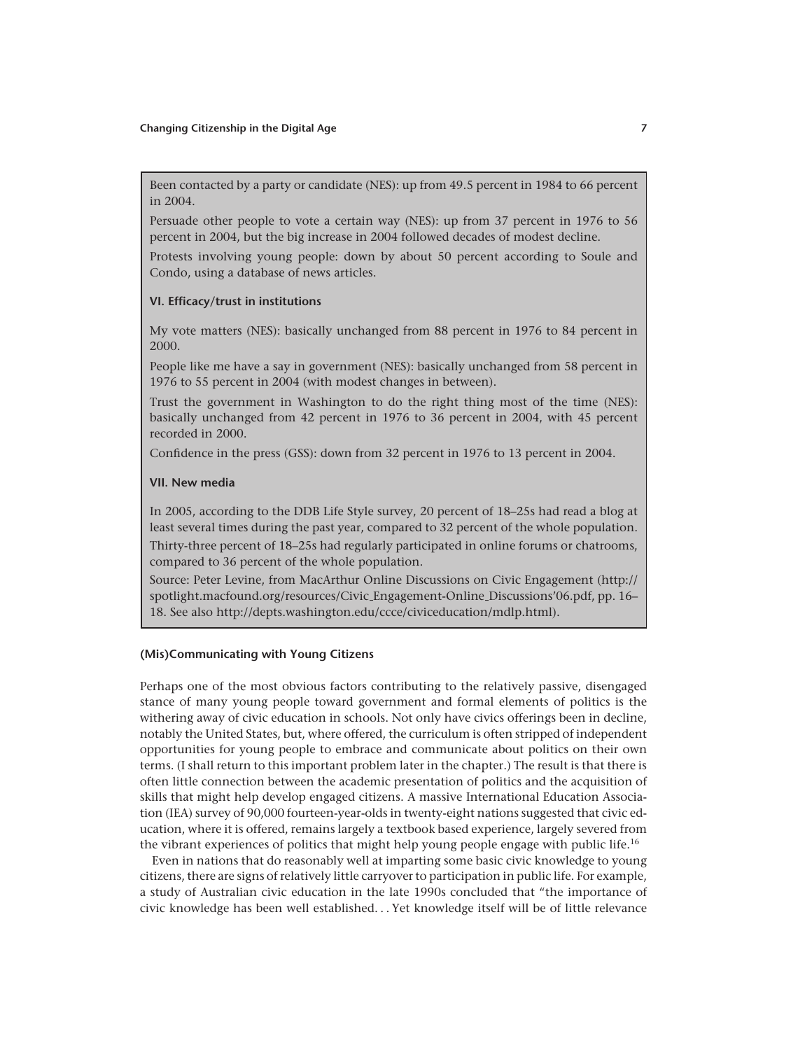Been contacted by a party or candidate (NES): up from 49.5 percent in 1984 to 66 percent in 2004.

Persuade other people to vote a certain way (NES): up from 37 percent in 1976 to 56 percent in 2004, but the big increase in 2004 followed decades of modest decline.

Protests involving young people: down by about 50 percent according to Soule and Condo, using a database of news articles.

**VI. Efficacy/trust in institutions**

My vote matters (NES): basically unchanged from 88 percent in 1976 to 84 percent in 2000.

People like me have a say in government (NES): basically unchanged from 58 percent in 1976 to 55 percent in 2004 (with modest changes in between).

Trust the government in Washington to do the right thing most of the time (NES): basically unchanged from 42 percent in 1976 to 36 percent in 2004, with 45 percent recorded in 2000.

Confidence in the press (GSS): down from 32 percent in 1976 to 13 percent in 2004.

**VII. New media**

In 2005, according to the DDB Life Style survey, 20 percent of 18–25s had read a blog at least several times during the past year, compared to 32 percent of the whole population.

Thirty-three percent of 18–25s had regularly participated in online forums or chatrooms, compared to 36 percent of the whole population.

Source: Peter Levine, from MacArthur Online Discussions on Civic Engagement (http://spotlight.macfound.org/resources/Civic_Engagement-Online_Discussions'06.pdf, pp. 16–18. See also http://depts.washington.edu/ccce/civiceducation/mdlp.html).

### (Mis)Communicating with Young Citizens

Perhaps one of the most obvious factors contributing to the relatively passive, disengaged stance of many young people toward government and formal elements of politics is the withering away of civic education in schools. Not only have civics offerings been in decline, notably the United States, but, where offered, the curriculum is often stripped of independent opportunities for young people to embrace and communicate about politics on their own terms. (I shall return to this important problem later in the chapter.) The result is that there is often little connection between the academic presentation of politics and the acquisition of skills that might help develop engaged citizens. A massive International Education Association (IEA) survey of 90,000 fourteen-year-olds in twenty-eight nations suggested that civic education, where it is offered, remains largely a textbook based experience, largely severed from the vibrant experiences of politics that might help young people engage with public life.[16]

Even in nations that do reasonably well at imparting some basic civic knowledge to young citizens, there are signs of relatively little carryover to participation in public life. For example, a study of Australian civic education in the late 1990s concluded that "the importance of civic knowledge has been well established. . . Yet knowledge itself will be of little relevance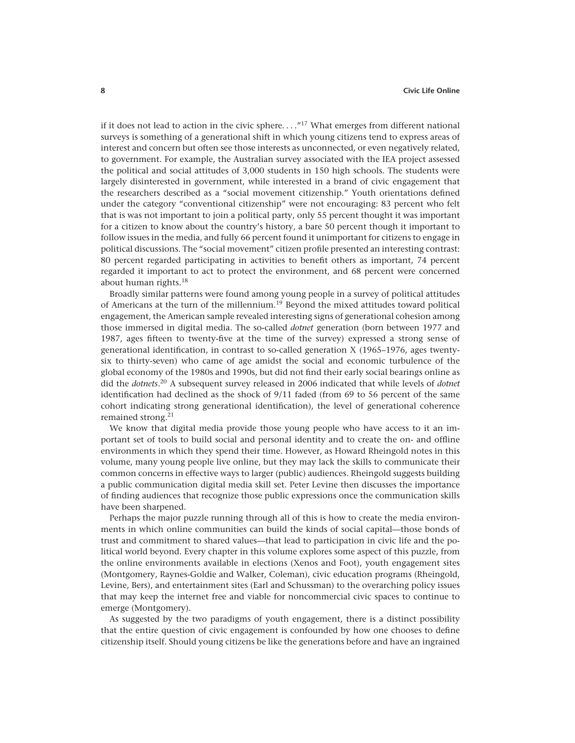if it does not lead to action in the civic sphere. . . ."[17] What emerges from different national surveys is something of a generational shift in which young citizens tend to express areas of interest and concern but often see those interests as unconnected, or even negatively related, to government. For example, the Australian survey associated with the IEA project assessed the political and social attitudes of 3,000 students in 150 high schools. The students were largely disinterested in government, while interested in a brand of civic engagement that the researchers described as a "social movement citizenship." Youth orientations defined under the category "conventional citizenship" were not encouraging: 83 percent who felt that is was not important to join a political party, only 55 percent thought it was important for a citizen to know about the country's history, a bare 50 percent though it important to follow issues in the media, and fully 66 percent found it unimportant for citizens to engage in political discussions. The "social movement" citizen profile presented an interesting contrast: 80 percent regarded participating in activities to benefit others as important, 74 percent regarded it important to act to protect the environment, and 68 percent were concerned about human rights.[18]

Broadly similar patterns were found among young people in a survey of political attitudes of Americans at the turn of the millennium.[19] Beyond the mixed attitudes toward political engagement, the American sample revealed interesting signs of generational cohesion among those immersed in digital media. The so-called *dotnet* generation (born between 1977 and 1987, ages fifteen to twenty-five at the time of the survey) expressed a strong sense of generational identification, in contrast to so-called generation X (1965–1976, ages twenty-six to thirty-seven) who came of age amidst the social and economic turbulence of the global economy of the 1980s and 1990s, but did not find their early social bearings online as did the *dotnets*.[20] A subsequent survey released in 2006 indicated that while levels of *dotnet* identification had declined as the shock of 9/11 faded (from 69 to 56 percent of the same cohort indicating strong generational identification), the level of generational coherence remained strong.[21]

We know that digital media provide those young people who have access to it an important set of tools to build social and personal identity and to create the on- and offline environments in which they spend their time. However, as Howard Rheingold notes in this volume, many young people live online, but they may lack the skills to communicate their common concerns in effective ways to larger (public) audiences. Rheingold suggests building a public communication digital media skill set. Peter Levine then discusses the importance of finding audiences that recognize those public expressions once the communication skills have been sharpened.

Perhaps the major puzzle running through all of this is how to create the media environments in which online communities can build the kinds of social capital—those bonds of trust and commitment to shared values—that lead to participation in civic life and the political world beyond. Every chapter in this volume explores some aspect of this puzzle, from the online environments available in elections (Xenos and Foot), youth engagement sites (Montgomery, Raynes-Goldie and Walker, Coleman), civic education programs (Rheingold, Levine, Bers), and entertainment sites (Earl and Schussman) to the overarching policy issues that may keep the internet free and viable for noncommercial civic spaces to continue to emerge (Montgomery).

As suggested by the two paradigms of youth engagement, there is a distinct possibility that the entire question of civic engagement is confounded by how one chooses to define citizenship itself. Should young citizens be like the generations before and have an ingrained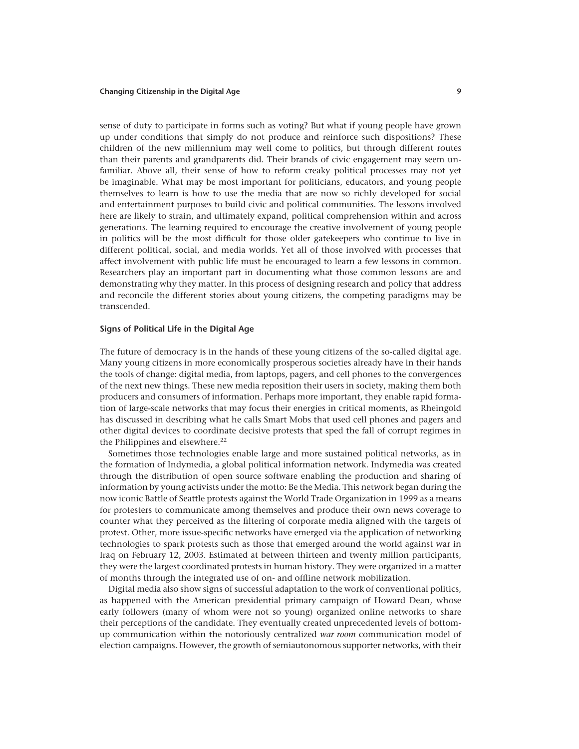sense of duty to participate in forms such as voting? But what if young people have grown up under conditions that simply do not produce and reinforce such dispositions? These children of the new millennium may well come to politics, but through different routes than their parents and grandparents did. Their brands of civic engagement may seem unfamiliar. Above all, their sense of how to reform creaky political processes may not yet be imaginable. What may be most important for politicians, educators, and young people themselves to learn is how to use the media that are now so richly developed for social and entertainment purposes to build civic and political communities. The lessons involved here are likely to strain, and ultimately expand, political comprehension within and across generations. The learning required to encourage the creative involvement of young people in politics will be the most difficult for those older gatekeepers who continue to live in different political, social, and media worlds. Yet all of those involved with processes that affect involvement with public life must be encouraged to learn a few lessons in common. Researchers play an important part in documenting what those common lessons are and demonstrating why they matter. In this process of designing research and policy that address and reconcile the different stories about young citizens, the competing paradigms may be transcended.

### Signs of Political Life in the Digital Age

The future of democracy is in the hands of these young citizens of the so-called digital age. Many young citizens in more economically prosperous societies already have in their hands the tools of change: digital media, from laptops, pagers, and cell phones to the convergences of the next new things. These new media reposition their users in society, making them both producers and consumers of information. Perhaps more important, they enable rapid formation of large-scale networks that may focus their energies in critical moments, as Rheingold has discussed in describing what he calls Smart Mobs that used cell phones and pagers and other digital devices to coordinate decisive protests that sped the fall of corrupt regimes in the Philippines and elsewhere.[22]

Sometimes those technologies enable large and more sustained political networks, as in the formation of Indymedia, a global political information network. Indymedia was created through the distribution of open source software enabling the production and sharing of information by young activists under the motto: Be the Media. This network began during the now iconic Battle of Seattle protests against the World Trade Organization in 1999 as a means for protesters to communicate among themselves and produce their own news coverage to counter what they perceived as the filtering of corporate media aligned with the targets of protest. Other, more issue-specific networks have emerged via the application of networking technologies to spark protests such as those that emerged around the world against war in Iraq on February 12, 2003. Estimated at between thirteen and twenty million participants, they were the largest coordinated protests in human history. They were organized in a matter of months through the integrated use of on- and offline network mobilization.

Digital media also show signs of successful adaptation to the work of conventional politics, as happened with the American presidential primary campaign of Howard Dean, whose early followers (many of whom were not so young) organized online networks to share their perceptions of the candidate. They eventually created unprecedented levels of bottom-up communication within the notoriously centralized *war room* communication model of election campaigns. However, the growth of semiautonomous supporter networks, with their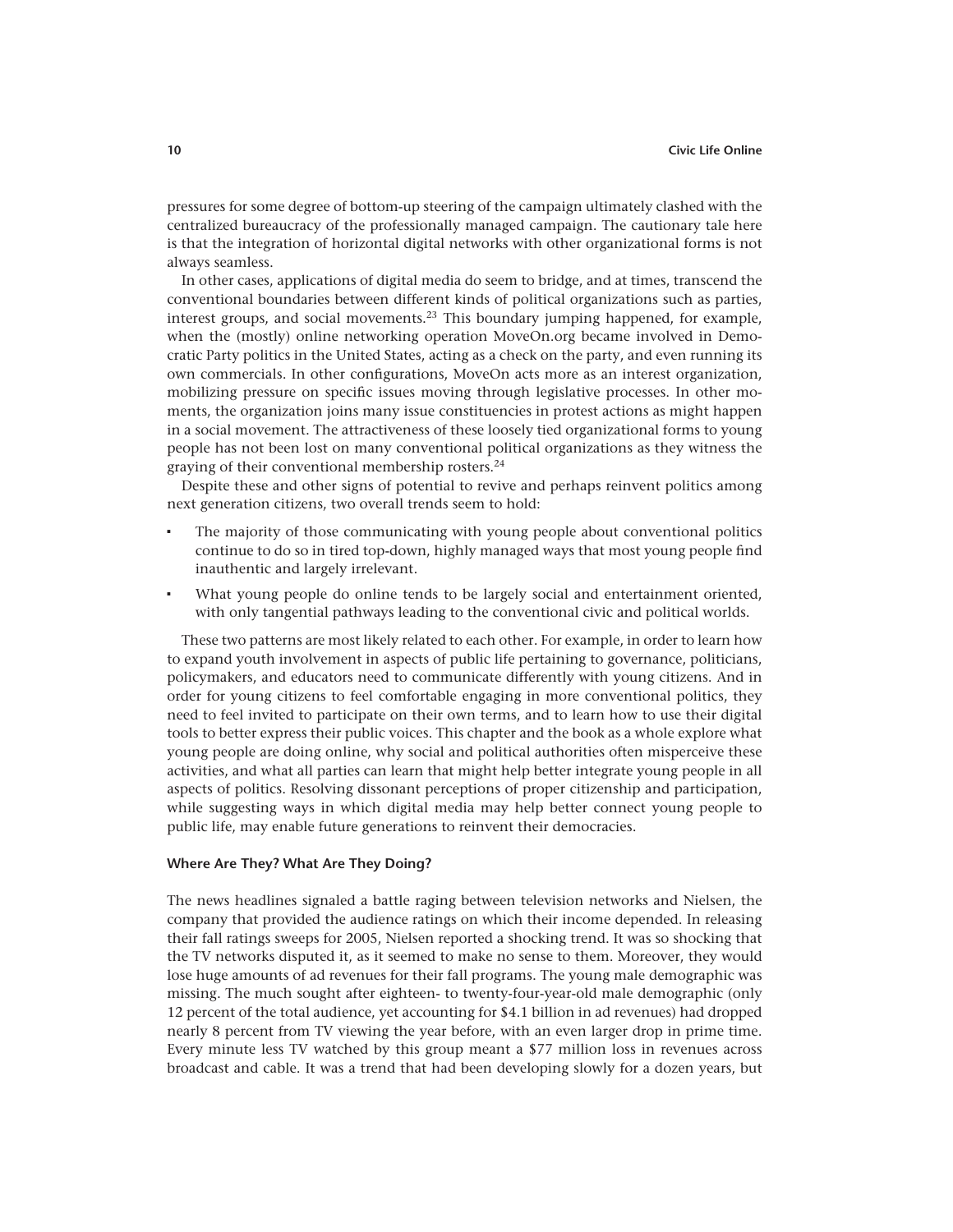pressures for some degree of bottom-up steering of the campaign ultimately clashed with the centralized bureaucracy of the professionally managed campaign. The cautionary tale here is that the integration of horizontal digital networks with other organizational forms is not always seamless.

In other cases, applications of digital media do seem to bridge, and at times, transcend the conventional boundaries between different kinds of political organizations such as parties, interest groups, and social movements.[23] This boundary jumping happened, for example, when the (mostly) online networking operation MoveOn.org became involved in Democratic Party politics in the United States, acting as a check on the party, and even running its own commercials. In other configurations, MoveOn acts more as an interest organization, mobilizing pressure on specific issues moving through legislative processes. In other moments, the organization joins many issue constituencies in protest actions as might happen in a social movement. The attractiveness of these loosely tied organizational forms to young people has not been lost on many conventional political organizations as they witness the graying of their conventional membership rosters.[24]

Despite these and other signs of potential to revive and perhaps reinvent politics among next generation citizens, two overall trends seem to hold:

- The majority of those communicating with young people about conventional politics continue to do so in tired top-down, highly managed ways that most young people find inauthentic and largely irrelevant.
- What young people do online tends to be largely social and entertainment oriented, with only tangential pathways leading to the conventional civic and political worlds.

These two patterns are most likely related to each other. For example, in order to learn how to expand youth involvement in aspects of public life pertaining to governance, politicians, policymakers, and educators need to communicate differently with young citizens. And in order for young citizens to feel comfortable engaging in more conventional politics, they need to feel invited to participate on their own terms, and to learn how to use their digital tools to better express their public voices. This chapter and the book as a whole explore what young people are doing online, why social and political authorities often misperceive these activities, and what all parties can learn that might help better integrate young people in all aspects of politics. Resolving dissonant perceptions of proper citizenship and participation, while suggesting ways in which digital media may help better connect young people to public life, may enable future generations to reinvent their democracies.

### Where Are They? What Are They Doing?

The news headlines signaled a battle raging between television networks and Nielsen, the company that provided the audience ratings on which their income depended. In releasing their fall ratings sweeps for 2005, Nielsen reported a shocking trend. It was so shocking that the TV networks disputed it, as it seemed to make no sense to them. Moreover, they would lose huge amounts of ad revenues for their fall programs. The young male demographic was missing. The much sought after eighteen- to twenty-four-year-old male demographic (only 12 percent of the total audience, yet accounting for $4.1 billion in ad revenues) had dropped nearly 8 percent from TV viewing the year before, with an even larger drop in prime time. Every minute less TV watched by this group meant a $77 million loss in revenues across broadcast and cable. It was a trend that had been developing slowly for a dozen years, but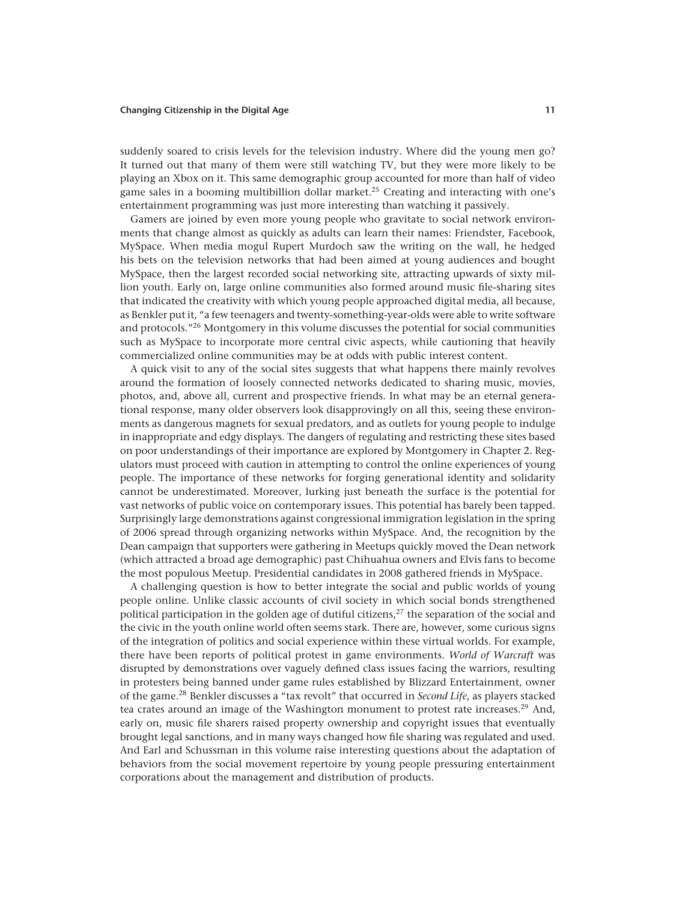suddenly soared to crisis levels for the television industry. Where did the young men go? It turned out that many of them were still watching TV, but they were more likely to be playing an Xbox on it. This same demographic group accounted for more than half of video game sales in a booming multibillion dollar market.[25] Creating and interacting with one's entertainment programming was just more interesting than watching it passively.

Gamers are joined by even more young people who gravitate to social network environments that change almost as quickly as adults can learn their names: Friendster, Facebook, MySpace. When media mogul Rupert Murdoch saw the writing on the wall, he hedged his bets on the television networks that had been aimed at young audiences and bought MySpace, then the largest recorded social networking site, attracting upwards of sixty million youth. Early on, large online communities also formed around music file-sharing sites that indicated the creativity with which young people approached digital media, all because, as Benkler put it, "a few teenagers and twenty-something-year-olds were able to write software and protocols."[26] Montgomery in this volume discusses the potential for social communities such as MySpace to incorporate more central civic aspects, while cautioning that heavily commercialized online communities may be at odds with public interest content.

A quick visit to any of the social sites suggests that what happens there mainly revolves around the formation of loosely connected networks dedicated to sharing music, movies, photos, and, above all, current and prospective friends. In what may be an eternal generational response, many older observers look disapprovingly on all this, seeing these environments as dangerous magnets for sexual predators, and as outlets for young people to indulge in inappropriate and edgy displays. The dangers of regulating and restricting these sites based on poor understandings of their importance are explored by Montgomery in Chapter 2. Regulators must proceed with caution in attempting to control the online experiences of young people. The importance of these networks for forging generational identity and solidarity cannot be underestimated. Moreover, lurking just beneath the surface is the potential for vast networks of public voice on contemporary issues. This potential has barely been tapped. Surprisingly large demonstrations against congressional immigration legislation in the spring of 2006 spread through organizing networks within MySpace. And, the recognition by the Dean campaign that supporters were gathering in Meetups quickly moved the Dean network (which attracted a broad age demographic) past Chihuahua owners and Elvis fans to become the most populous Meetup. Presidential candidates in 2008 gathered friends in MySpace.

A challenging question is how to better integrate the social and public worlds of young people online. Unlike classic accounts of civil society in which social bonds strengthened political participation in the golden age of dutiful citizens,[27] the separation of the social and the civic in the youth online world often seems stark. There are, however, some curious signs of the integration of politics and social experience within these virtual worlds. For example, there have been reports of political protest in game environments. *World of Warcraft* was disrupted by demonstrations over vaguely defined class issues facing the warriors, resulting in protesters being banned under game rules established by Blizzard Entertainment, owner of the game.[28] Benkler discusses a "tax revolt" that occurred in *Second Life*, as players stacked tea crates around an image of the Washington monument to protest rate increases.[29] And, early on, music file sharers raised property ownership and copyright issues that eventually brought legal sanctions, and in many ways changed how file sharing was regulated and used. And Earl and Schussman in this volume raise interesting questions about the adaptation of behaviors from the social movement repertoire by young people pressuring entertainment corporations about the management and distribution of products.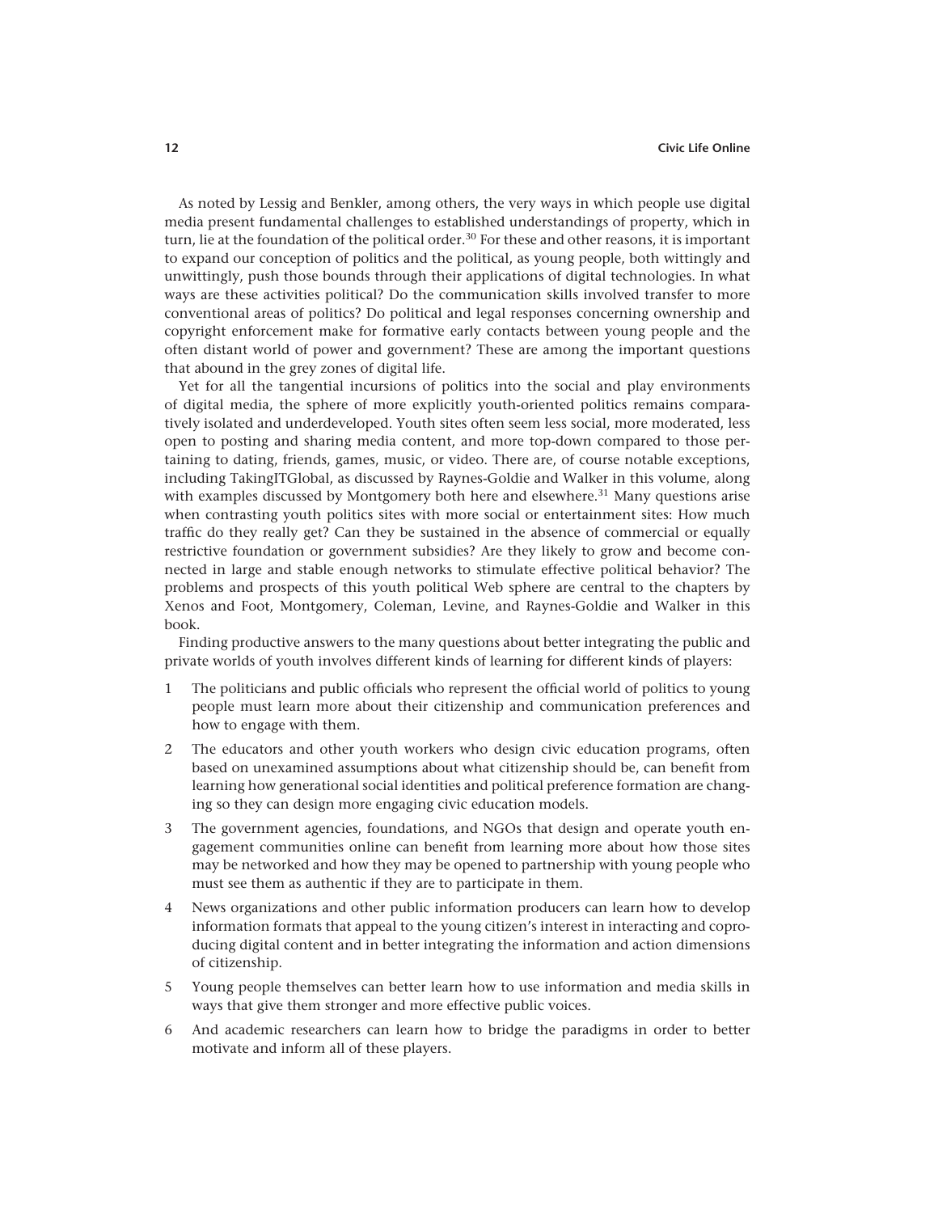As noted by Lessig and Benkler, among others, the very ways in which people use digital media present fundamental challenges to established understandings of property, which in turn, lie at the foundation of the political order.[30] For these and other reasons, it is important to expand our conception of politics and the political, as young people, both wittingly and unwittingly, push those bounds through their applications of digital technologies. In what ways are these activities political? Do the communication skills involved transfer to more conventional areas of politics? Do political and legal responses concerning ownership and copyright enforcement make for formative early contacts between young people and the often distant world of power and government? These are among the important questions that abound in the grey zones of digital life.

Yet for all the tangential incursions of politics into the social and play environments of digital media, the sphere of more explicitly youth-oriented politics remains comparatively isolated and underdeveloped. Youth sites often seem less social, more moderated, less open to posting and sharing media content, and more top-down compared to those pertaining to dating, friends, games, music, or video. There are, of course notable exceptions, including TakingITGlobal, as discussed by Raynes-Goldie and Walker in this volume, along with examples discussed by Montgomery both here and elsewhere.[31] Many questions arise when contrasting youth politics sites with more social or entertainment sites: How much traffic do they really get? Can they be sustained in the absence of commercial or equally restrictive foundation or government subsidies? Are they likely to grow and become connected in large and stable enough networks to stimulate effective political behavior? The problems and prospects of this youth political Web sphere are central to the chapters by Xenos and Foot, Montgomery, Coleman, Levine, and Raynes-Goldie and Walker in this book.

Finding productive answers to the many questions about better integrating the public and private worlds of youth involves different kinds of learning for different kinds of players:

1. The politicians and public officials who represent the official world of politics to young people must learn more about their citizenship and communication preferences and how to engage with them.
2. The educators and other youth workers who design civic education programs, often based on unexamined assumptions about what citizenship should be, can benefit from learning how generational social identities and political preference formation are changing so they can design more engaging civic education models.
3. The government agencies, foundations, and NGOs that design and operate youth engagement communities online can benefit from learning more about how those sites may be networked and how they may be opened to partnership with young people who must see them as authentic if they are to participate in them.
4. News organizations and other public information producers can learn how to develop information formats that appeal to the young citizen's interest in interacting and coproducing digital content and in better integrating the information and action dimensions of citizenship.
5. Young people themselves can better learn how to use information and media skills in ways that give them stronger and more effective public voices.
6. And academic researchers can learn how to bridge the paradigms in order to better motivate and inform all of these players.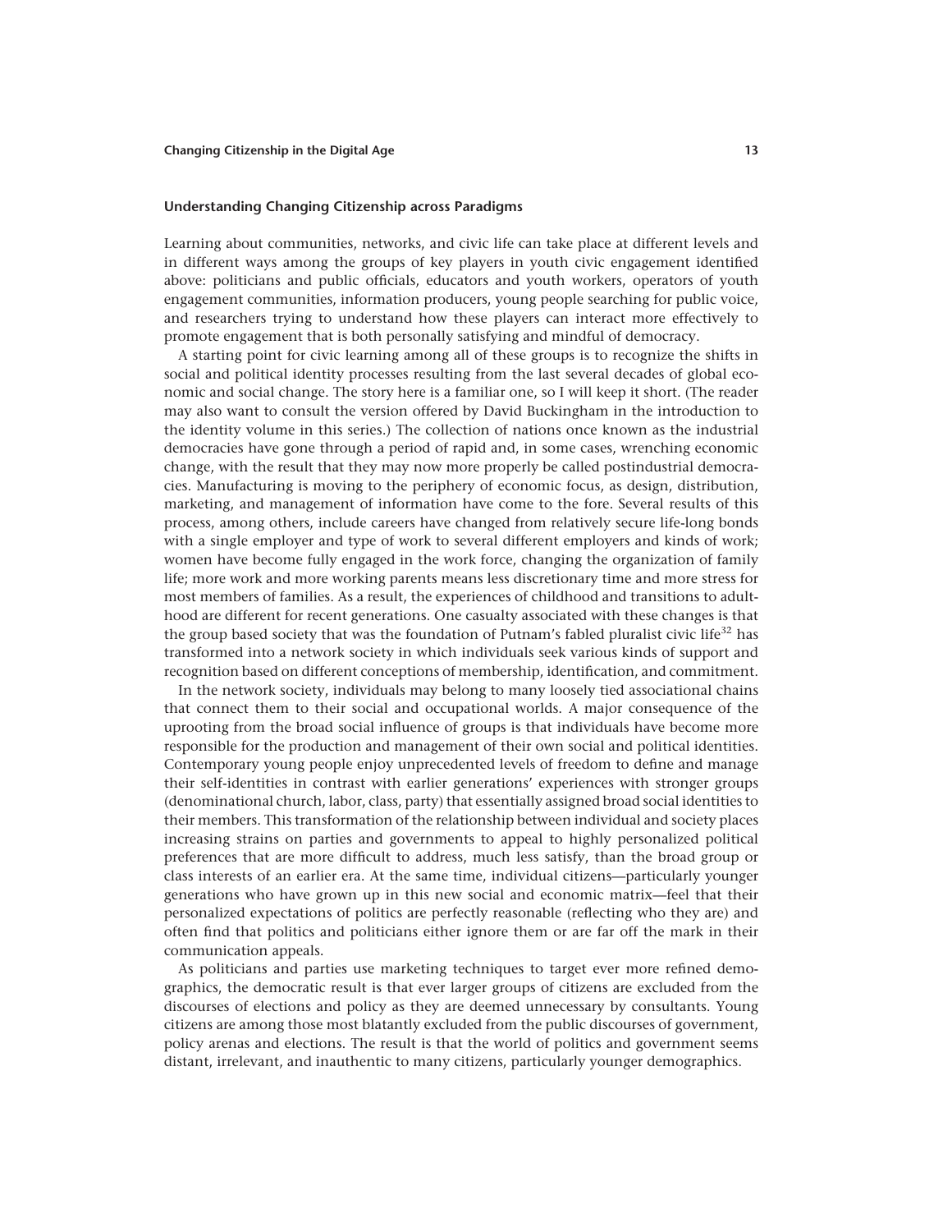## Understanding Changing Citizenship across Paradigms

Learning about communities, networks, and civic life can take place at different levels and in different ways among the groups of key players in youth civic engagement identified above: politicians and public officials, educators and youth workers, operators of youth engagement communities, information producers, young people searching for public voice, and researchers trying to understand how these players can interact more effectively to promote engagement that is both personally satisfying and mindful of democracy.

A starting point for civic learning among all of these groups is to recognize the shifts in social and political identity processes resulting from the last several decades of global economic and social change. The story here is a familiar one, so I will keep it short. (The reader may also want to consult the version offered by David Buckingham in the introduction to the identity volume in this series.) The collection of nations once known as the industrial democracies have gone through a period of rapid and, in some cases, wrenching economic change, with the result that they may now more properly be called postindustrial democracies. Manufacturing is moving to the periphery of economic focus, as design, distribution, marketing, and management of information have come to the fore. Several results of this process, among others, include careers have changed from relatively secure life-long bonds with a single employer and type of work to several different employers and kinds of work; women have become fully engaged in the work force, changing the organization of family life; more work and more working parents means less discretionary time and more stress for most members of families. As a result, the experiences of childhood and transitions to adulthood are different for recent generations. One casualty associated with these changes is that the group based society that was the foundation of Putnam's fabled pluralist civic life[32] has transformed into a network society in which individuals seek various kinds of support and recognition based on different conceptions of membership, identification, and commitment.

In the network society, individuals may belong to many loosely tied associational chains that connect them to their social and occupational worlds. A major consequence of the uprooting from the broad social influence of groups is that individuals have become more responsible for the production and management of their own social and political identities. Contemporary young people enjoy unprecedented levels of freedom to define and manage their self-identities in contrast with earlier generations' experiences with stronger groups (denominational church, labor, class, party) that essentially assigned broad social identities to their members. This transformation of the relationship between individual and society places increasing strains on parties and governments to appeal to highly personalized political preferences that are more difficult to address, much less satisfy, than the broad group or class interests of an earlier era. At the same time, individual citizens—particularly younger generations who have grown up in this new social and economic matrix—feel that their personalized expectations of politics are perfectly reasonable (reflecting who they are) and often find that politics and politicians either ignore them or are far off the mark in their communication appeals.

As politicians and parties use marketing techniques to target ever more refined demographics, the democratic result is that ever larger groups of citizens are excluded from the discourses of elections and policy as they are deemed unnecessary by consultants. Young citizens are among those most blatantly excluded from the public discourses of government, policy arenas and elections. The result is that the world of politics and government seems distant, irrelevant, and inauthentic to many citizens, particularly younger demographics.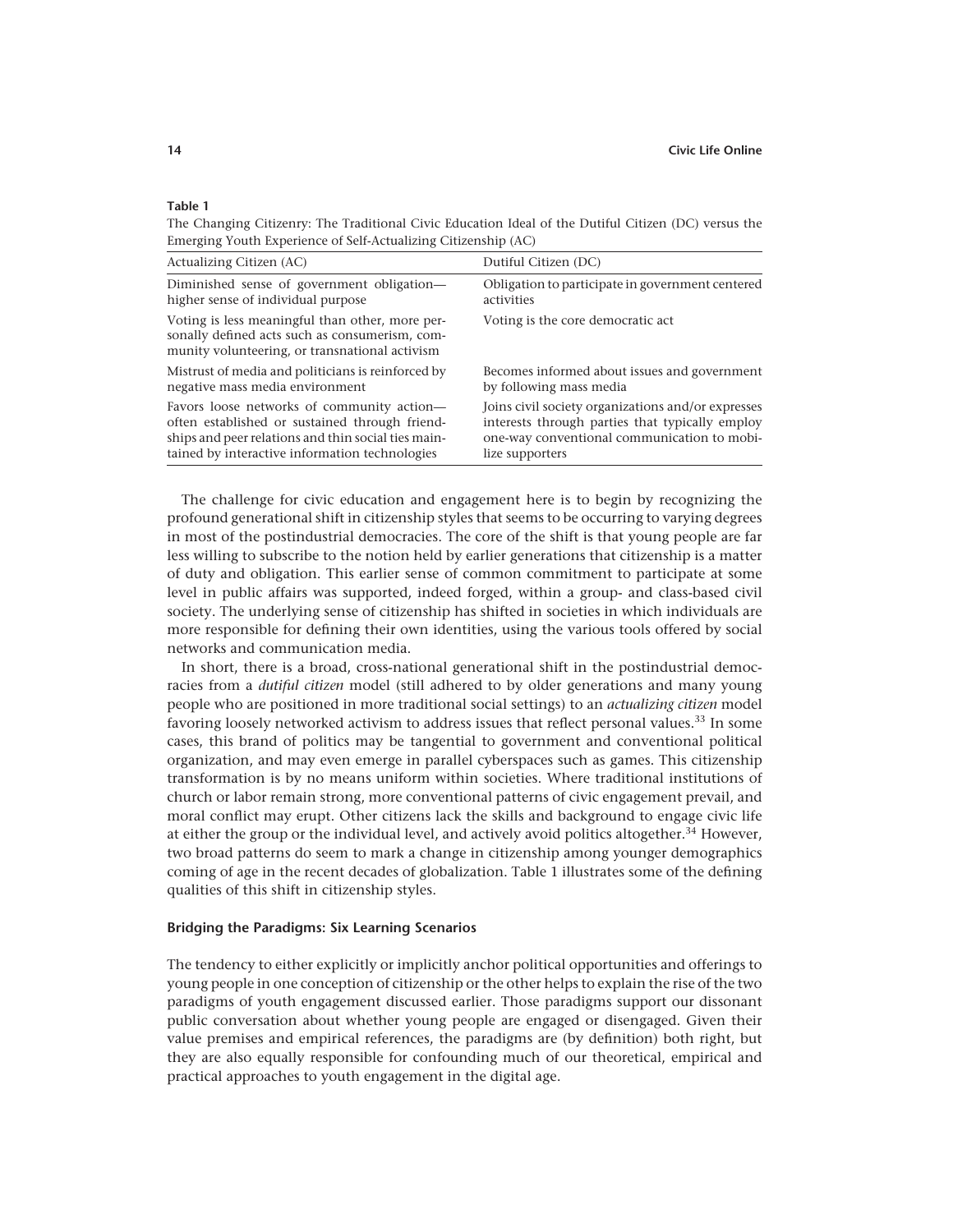**Table 1**

The Changing Citizenry: The Traditional Civic Education Ideal of the Dutiful Citizen (DC) versus the Emerging Youth Experience of Self-Actualizing Citizenship (AC)

| Actualizing Citizen (AC) | Dutiful Citizen (DC) |
|---|---|
| Diminished sense of government obligation—higher sense of individual purpose | Obligation to participate in government centered activities |
| Voting is less meaningful than other, more personally defined acts such as consumerism, community volunteering, or transnational activism | Voting is the core democratic act |
| Mistrust of media and politicians is reinforced by negative mass media environment | Becomes informed about issues and government by following mass media |
| Favors loose networks of community action—often established or sustained through friendships and peer relations and thin social ties maintained by interactive information technologies | Joins civil society organizations and/or expresses interests through parties that typically employ one-way conventional communication to mobilize supporters |

The challenge for civic education and engagement here is to begin by recognizing the profound generational shift in citizenship styles that seems to be occurring to varying degrees in most of the postindustrial democracies. The core of the shift is that young people are far less willing to subscribe to the notion held by earlier generations that citizenship is a matter of duty and obligation. This earlier sense of common commitment to participate at some level in public affairs was supported, indeed forged, within a group- and class-based civil society. The underlying sense of citizenship has shifted in societies in which individuals are more responsible for defining their own identities, using the various tools offered by social networks and communication media.

In short, there is a broad, cross-national generational shift in the postindustrial democracies from a *dutiful citizen* model (still adhered to by older generations and many young people who are positioned in more traditional social settings) to an *actualizing citizen* model favoring loosely networked activism to address issues that reflect personal values.[33] In some cases, this brand of politics may be tangential to government and conventional political organization, and may even emerge in parallel cyberspaces such as games. This citizenship transformation is by no means uniform within societies. Where traditional institutions of church or labor remain strong, more conventional patterns of civic engagement prevail, and moral conflict may erupt. Other citizens lack the skills and background to engage civic life at either the group or the individual level, and actively avoid politics altogether.[34] However, two broad patterns do seem to mark a change in citizenship among younger demographics coming of age in the recent decades of globalization. Table 1 illustrates some of the defining qualities of this shift in citizenship styles.

### Bridging the Paradigms: Six Learning Scenarios

The tendency to either explicitly or implicitly anchor political opportunities and offerings to young people in one conception of citizenship or the other helps to explain the rise of the two paradigms of youth engagement discussed earlier. Those paradigms support our dissonant public conversation about whether young people are engaged or disengaged. Given their value premises and empirical references, the paradigms are (by definition) both right, but they are also equally responsible for confounding much of our theoretical, empirical and practical approaches to youth engagement in the digital age.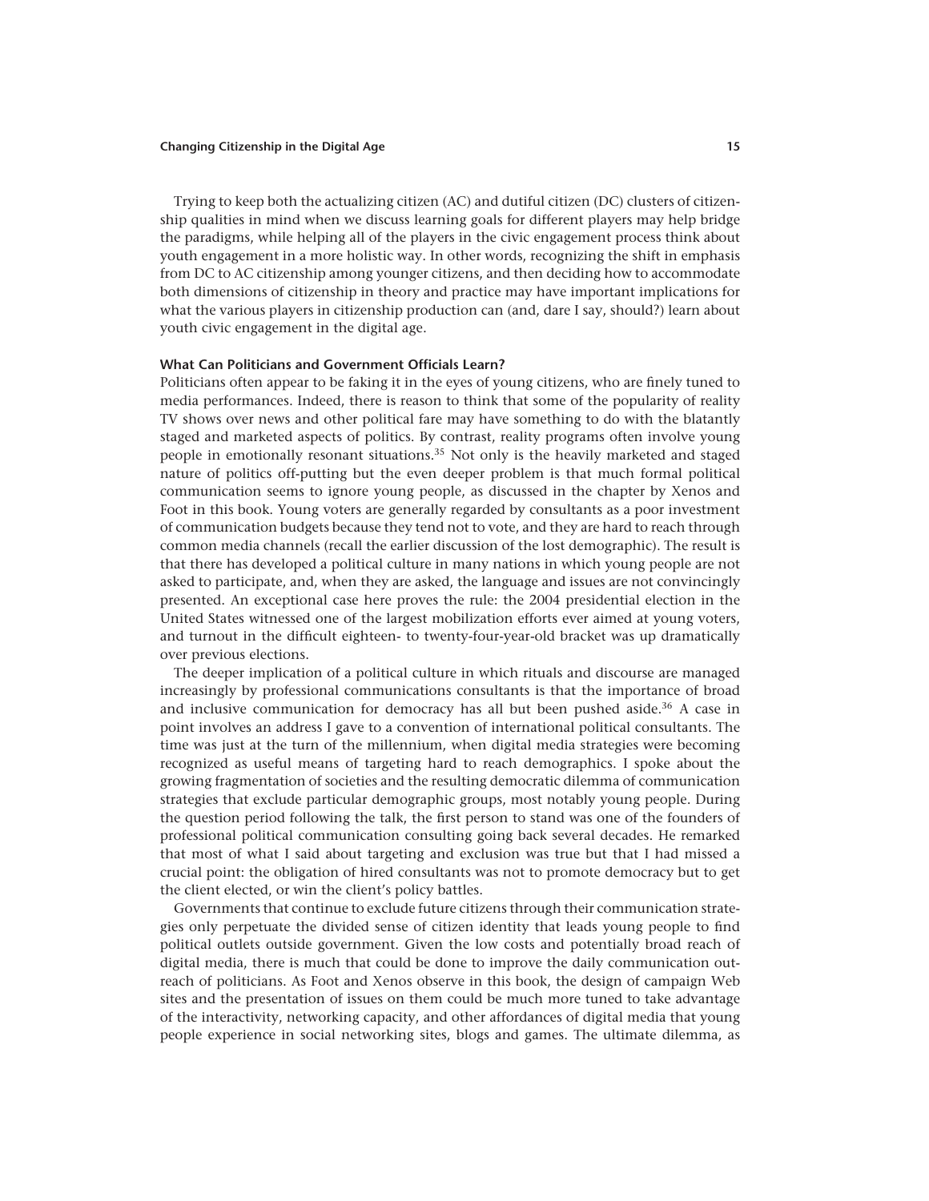Trying to keep both the actualizing citizen (AC) and dutiful citizen (DC) clusters of citizenship qualities in mind when we discuss learning goals for different players may help bridge the paradigms, while helping all of the players in the civic engagement process think about youth engagement in a more holistic way. In other words, recognizing the shift in emphasis from DC to AC citizenship among younger citizens, and then deciding how to accommodate both dimensions of citizenship in theory and practice may have important implications for what the various players in citizenship production can (and, dare I say, should?) learn about youth civic engagement in the digital age.

### What Can Politicians and Government Officials Learn?

Politicians often appear to be faking it in the eyes of young citizens, who are finely tuned to media performances. Indeed, there is reason to think that some of the popularity of reality TV shows over news and other political fare may have something to do with the blatantly staged and marketed aspects of politics. By contrast, reality programs often involve young people in emotionally resonant situations.[35] Not only is the heavily marketed and staged nature of politics off-putting but the even deeper problem is that much formal political communication seems to ignore young people, as discussed in the chapter by Xenos and Foot in this book. Young voters are generally regarded by consultants as a poor investment of communication budgets because they tend not to vote, and they are hard to reach through common media channels (recall the earlier discussion of the lost demographic). The result is that there has developed a political culture in many nations in which young people are not asked to participate, and, when they are asked, the language and issues are not convincingly presented. An exceptional case here proves the rule: the 2004 presidential election in the United States witnessed one of the largest mobilization efforts ever aimed at young voters, and turnout in the difficult eighteen- to twenty-four-year-old bracket was up dramatically over previous elections.

The deeper implication of a political culture in which rituals and discourse are managed increasingly by professional communications consultants is that the importance of broad and inclusive communication for democracy has all but been pushed aside.[36] A case in point involves an address I gave to a convention of international political consultants. The time was just at the turn of the millennium, when digital media strategies were becoming recognized as useful means of targeting hard to reach demographics. I spoke about the growing fragmentation of societies and the resulting democratic dilemma of communication strategies that exclude particular demographic groups, most notably young people. During the question period following the talk, the first person to stand was one of the founders of professional political communication consulting going back several decades. He remarked that most of what I said about targeting and exclusion was true but that I had missed a crucial point: the obligation of hired consultants was not to promote democracy but to get the client elected, or win the client's policy battles.

Governments that continue to exclude future citizens through their communication strategies only perpetuate the divided sense of citizen identity that leads young people to find political outlets outside government. Given the low costs and potentially broad reach of digital media, there is much that could be done to improve the daily communication outreach of politicians. As Foot and Xenos observe in this book, the design of campaign Web sites and the presentation of issues on them could be much more tuned to take advantage of the interactivity, networking capacity, and other affordances of digital media that young people experience in social networking sites, blogs and games. The ultimate dilemma, as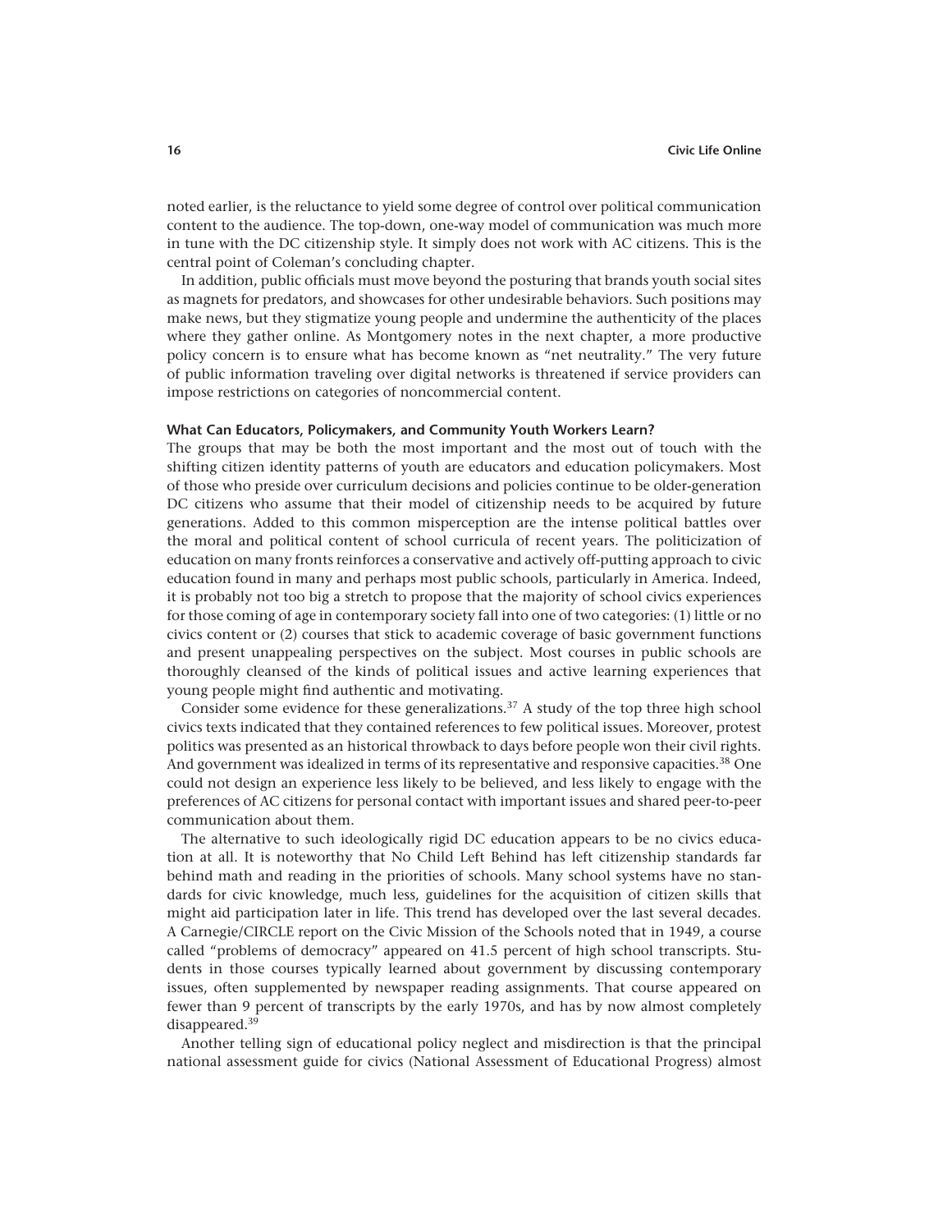noted earlier, is the reluctance to yield some degree of control over political communication content to the audience. The top-down, one-way model of communication was much more in tune with the DC citizenship style. It simply does not work with AC citizens. This is the central point of Coleman's concluding chapter.

In addition, public officials must move beyond the posturing that brands youth social sites as magnets for predators, and showcases for other undesirable behaviors. Such positions may make news, but they stigmatize young people and undermine the authenticity of the places where they gather online. As Montgomery notes in the next chapter, a more productive policy concern is to ensure what has become known as "net neutrality." The very future of public information traveling over digital networks is threatened if service providers can impose restrictions on categories of noncommercial content.

### What Can Educators, Policymakers, and Community Youth Workers Learn?

The groups that may be both the most important and the most out of touch with the shifting citizen identity patterns of youth are educators and education policymakers. Most of those who preside over curriculum decisions and policies continue to be older-generation DC citizens who assume that their model of citizenship needs to be acquired by future generations. Added to this common misperception are the intense political battles over the moral and political content of school curricula of recent years. The politicization of education on many fronts reinforces a conservative and actively off-putting approach to civic education found in many and perhaps most public schools, particularly in America. Indeed, it is probably not too big a stretch to propose that the majority of school civics experiences for those coming of age in contemporary society fall into one of two categories: (1) little or no civics content or (2) courses that stick to academic coverage of basic government functions and present unappealing perspectives on the subject. Most courses in public schools are thoroughly cleansed of the kinds of political issues and active learning experiences that young people might find authentic and motivating.

Consider some evidence for these generalizations.[37] A study of the top three high school civics texts indicated that they contained references to few political issues. Moreover, protest politics was presented as an historical throwback to days before people won their civil rights. And government was idealized in terms of its representative and responsive capacities.[38] One could not design an experience less likely to be believed, and less likely to engage with the preferences of AC citizens for personal contact with important issues and shared peer-to-peer communication about them.

The alternative to such ideologically rigid DC education appears to be no civics education at all. It is noteworthy that No Child Left Behind has left citizenship standards far behind math and reading in the priorities of schools. Many school systems have no standards for civic knowledge, much less, guidelines for the acquisition of citizen skills that might aid participation later in life. This trend has developed over the last several decades. A Carnegie/CIRCLE report on the Civic Mission of the Schools noted that in 1949, a course called "problems of democracy" appeared on 41.5 percent of high school transcripts. Students in those courses typically learned about government by discussing contemporary issues, often supplemented by newspaper reading assignments. That course appeared on fewer than 9 percent of transcripts by the early 1970s, and has by now almost completely disappeared.[39]

Another telling sign of educational policy neglect and misdirection is that the principal national assessment guide for civics (National Assessment of Educational Progress) almost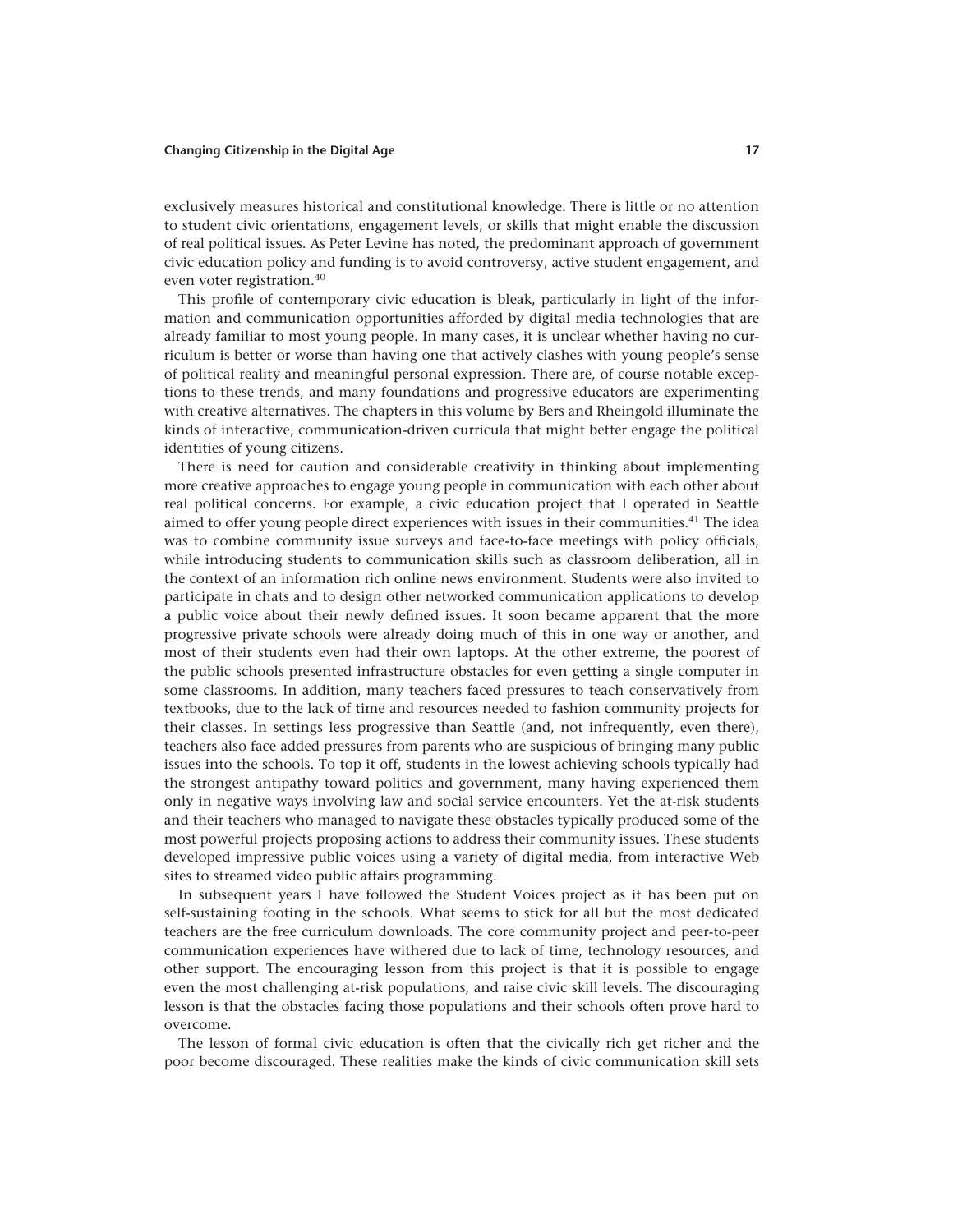exclusively measures historical and constitutional knowledge. There is little or no attention to student civic orientations, engagement levels, or skills that might enable the discussion of real political issues. As Peter Levine has noted, the predominant approach of government civic education policy and funding is to avoid controversy, active student engagement, and even voter registration.[40]

This profile of contemporary civic education is bleak, particularly in light of the information and communication opportunities afforded by digital media technologies that are already familiar to most young people. In many cases, it is unclear whether having no curriculum is better or worse than having one that actively clashes with young people's sense of political reality and meaningful personal expression. There are, of course notable exceptions to these trends, and many foundations and progressive educators are experimenting with creative alternatives. The chapters in this volume by Bers and Rheingold illuminate the kinds of interactive, communication-driven curricula that might better engage the political identities of young citizens.

There is need for caution and considerable creativity in thinking about implementing more creative approaches to engage young people in communication with each other about real political concerns. For example, a civic education project that I operated in Seattle aimed to offer young people direct experiences with issues in their communities.[41] The idea was to combine community issue surveys and face-to-face meetings with policy officials, while introducing students to communication skills such as classroom deliberation, all in the context of an information rich online news environment. Students were also invited to participate in chats and to design other networked communication applications to develop a public voice about their newly defined issues. It soon became apparent that the more progressive private schools were already doing much of this in one way or another, and most of their students even had their own laptops. At the other extreme, the poorest of the public schools presented infrastructure obstacles for even getting a single computer in some classrooms. In addition, many teachers faced pressures to teach conservatively from textbooks, due to the lack of time and resources needed to fashion community projects for their classes. In settings less progressive than Seattle (and, not infrequently, even there), teachers also face added pressures from parents who are suspicious of bringing many public issues into the schools. To top it off, students in the lowest achieving schools typically had the strongest antipathy toward politics and government, many having experienced them only in negative ways involving law and social service encounters. Yet the at-risk students and their teachers who managed to navigate these obstacles typically produced some of the most powerful projects proposing actions to address their community issues. These students developed impressive public voices using a variety of digital media, from interactive Web sites to streamed video public affairs programming.

In subsequent years I have followed the Student Voices project as it has been put on self-sustaining footing in the schools. What seems to stick for all but the most dedicated teachers are the free curriculum downloads. The core community project and peer-to-peer communication experiences have withered due to lack of time, technology resources, and other support. The encouraging lesson from this project is that it is possible to engage even the most challenging at-risk populations, and raise civic skill levels. The discouraging lesson is that the obstacles facing those populations and their schools often prove hard to overcome.

The lesson of formal civic education is often that the civically rich get richer and the poor become discouraged. These realities make the kinds of civic communication skill sets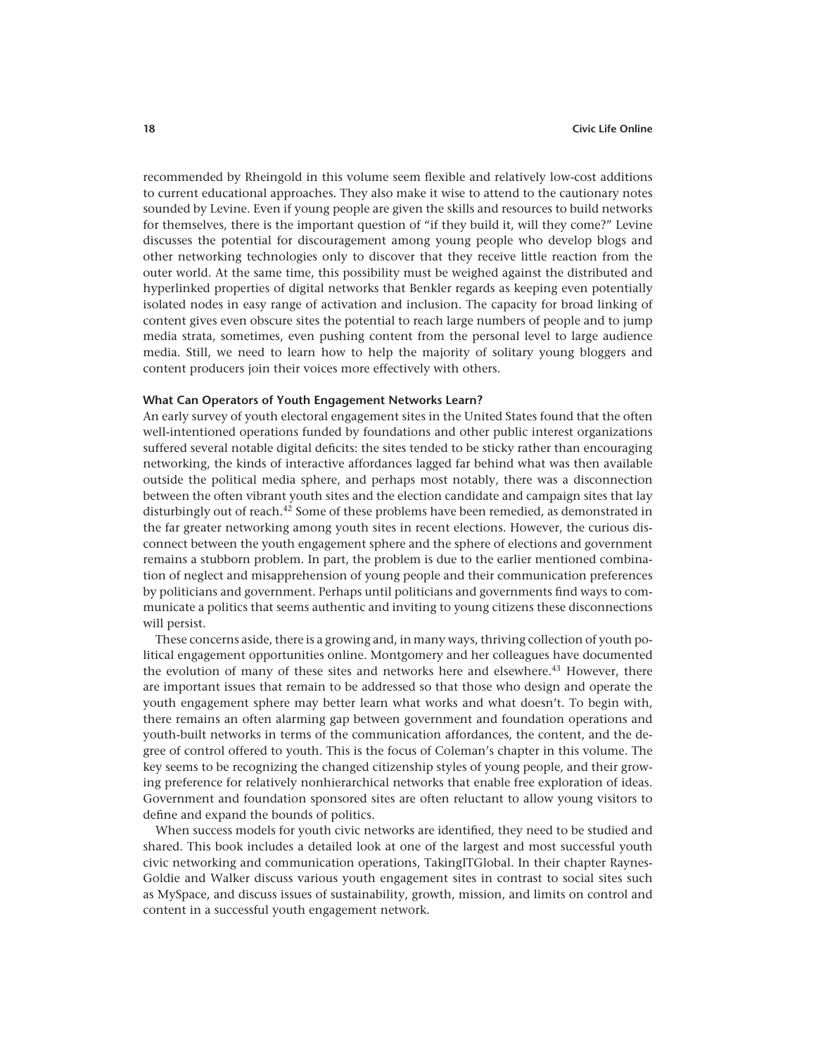recommended by Rheingold in this volume seem flexible and relatively low-cost additions to current educational approaches. They also make it wise to attend to the cautionary notes sounded by Levine. Even if young people are given the skills and resources to build networks for themselves, there is the important question of "if they build it, will they come?" Levine discusses the potential for discouragement among young people who develop blogs and other networking technologies only to discover that they receive little reaction from the outer world. At the same time, this possibility must be weighed against the distributed and hyperlinked properties of digital networks that Benkler regards as keeping even potentially isolated nodes in easy range of activation and inclusion. The capacity for broad linking of content gives even obscure sites the potential to reach large numbers of people and to jump media strata, sometimes, even pushing content from the personal level to large audience media. Still, we need to learn how to help the majority of solitary young bloggers and content producers join their voices more effectively with others.

### What Can Operators of Youth Engagement Networks Learn?

An early survey of youth electoral engagement sites in the United States found that the often well-intentioned operations funded by foundations and other public interest organizations suffered several notable digital deficits: the sites tended to be sticky rather than encouraging networking, the kinds of interactive affordances lagged far behind what was then available outside the political media sphere, and perhaps most notably, there was a disconnection between the often vibrant youth sites and the election candidate and campaign sites that lay disturbingly out of reach.[42] Some of these problems have been remedied, as demonstrated in the far greater networking among youth sites in recent elections. However, the curious disconnect between the youth engagement sphere and the sphere of elections and government remains a stubborn problem. In part, the problem is due to the earlier mentioned combination of neglect and misapprehension of young people and their communication preferences by politicians and government. Perhaps until politicians and governments find ways to communicate a politics that seems authentic and inviting to young citizens these disconnections will persist.

These concerns aside, there is a growing and, in many ways, thriving collection of youth political engagement opportunities online. Montgomery and her colleagues have documented the evolution of many of these sites and networks here and elsewhere.[43] However, there are important issues that remain to be addressed so that those who design and operate the youth engagement sphere may better learn what works and what doesn't. To begin with, there remains an often alarming gap between government and foundation operations and youth-built networks in terms of the communication affordances, the content, and the degree of control offered to youth. This is the focus of Coleman's chapter in this volume. The key seems to be recognizing the changed citizenship styles of young people, and their growing preference for relatively nonhierarchical networks that enable free exploration of ideas. Government and foundation sponsored sites are often reluctant to allow young visitors to define and expand the bounds of politics.

When success models for youth civic networks are identified, they need to be studied and shared. This book includes a detailed look at one of the largest and most successful youth civic networking and communication operations, TakingITGlobal. In their chapter Raynes-Goldie and Walker discuss various youth engagement sites in contrast to social sites such as MySpace, and discuss issues of sustainability, growth, mission, and limits on control and content in a successful youth engagement network.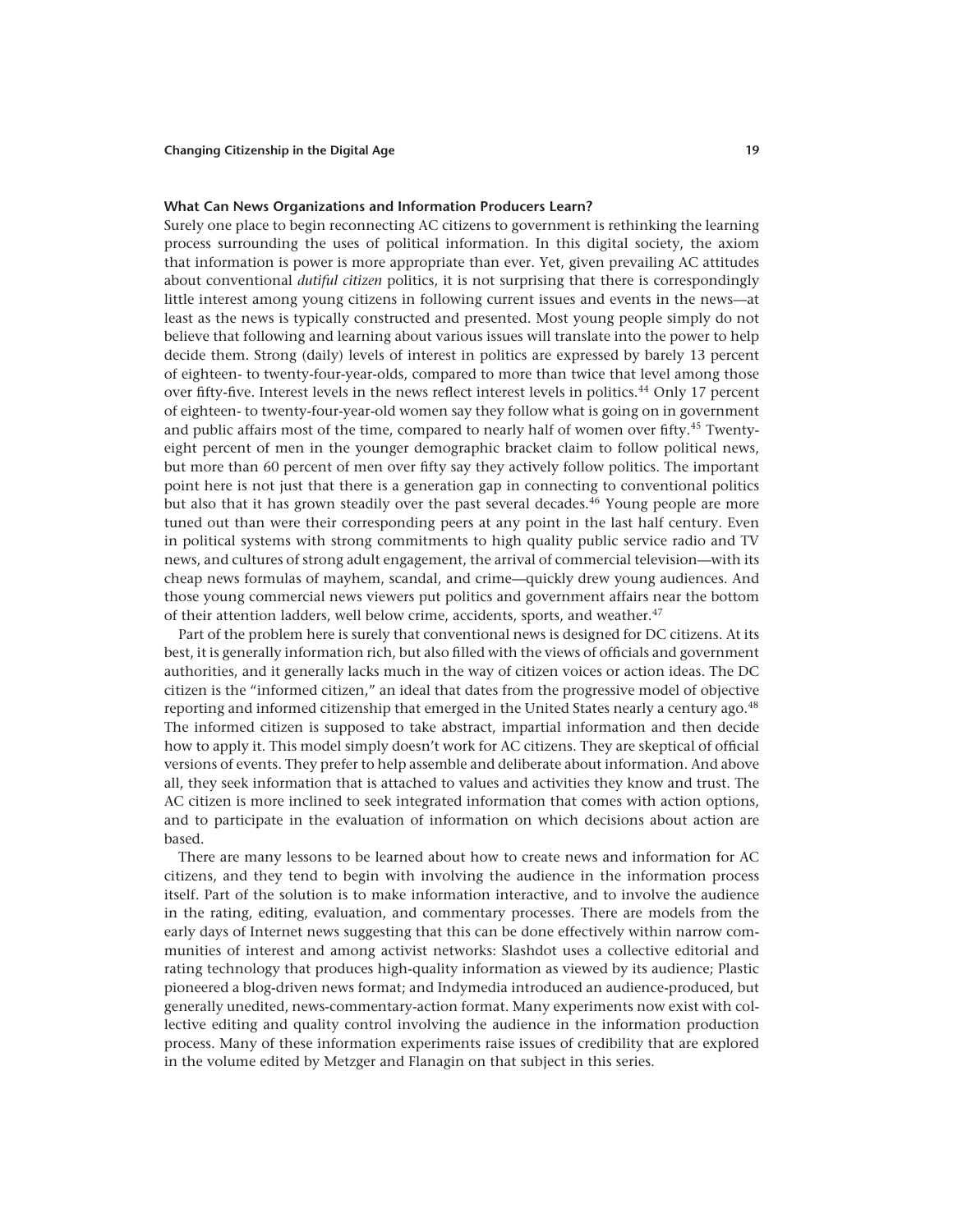### What Can News Organizations and Information Producers Learn?

Surely one place to begin reconnecting AC citizens to government is rethinking the learning process surrounding the uses of political information. In this digital society, the axiom that information is power is more appropriate than ever. Yet, given prevailing AC attitudes about conventional *dutiful citizen* politics, it is not surprising that there is correspondingly little interest among young citizens in following current issues and events in the news—at least as the news is typically constructed and presented. Most young people simply do not believe that following and learning about various issues will translate into the power to help decide them. Strong (daily) levels of interest in politics are expressed by barely 13 percent of eighteen- to twenty-four-year-olds, compared to more than twice that level among those over fifty-five. Interest levels in the news reflect interest levels in politics.[44] Only 17 percent of eighteen- to twenty-four-year-old women say they follow what is going on in government and public affairs most of the time, compared to nearly half of women over fifty.[45] Twenty-eight percent of men in the younger demographic bracket claim to follow political news, but more than 60 percent of men over fifty say they actively follow politics. The important point here is not just that there is a generation gap in connecting to conventional politics but also that it has grown steadily over the past several decades.[46] Young people are more tuned out than were their corresponding peers at any point in the last half century. Even in political systems with strong commitments to high quality public service radio and TV news, and cultures of strong adult engagement, the arrival of commercial television—with its cheap news formulas of mayhem, scandal, and crime—quickly drew young audiences. And those young commercial news viewers put politics and government affairs near the bottom of their attention ladders, well below crime, accidents, sports, and weather.[47]

Part of the problem here is surely that conventional news is designed for DC citizens. At its best, it is generally information rich, but also filled with the views of officials and government authorities, and it generally lacks much in the way of citizen voices or action ideas. The DC citizen is the "informed citizen," an ideal that dates from the progressive model of objective reporting and informed citizenship that emerged in the United States nearly a century ago.[48] The informed citizen is supposed to take abstract, impartial information and then decide how to apply it. This model simply doesn't work for AC citizens. They are skeptical of official versions of events. They prefer to help assemble and deliberate about information. And above all, they seek information that is attached to values and activities they know and trust. The AC citizen is more inclined to seek integrated information that comes with action options, and to participate in the evaluation of information on which decisions about action are based.

There are many lessons to be learned about how to create news and information for AC citizens, and they tend to begin with involving the audience in the information process itself. Part of the solution is to make information interactive, and to involve the audience in the rating, editing, evaluation, and commentary processes. There are models from the early days of Internet news suggesting that this can be done effectively within narrow communities of interest and among activist networks: Slashdot uses a collective editorial and rating technology that produces high-quality information as viewed by its audience; Plastic pioneered a blog-driven news format; and Indymedia introduced an audience-produced, but generally unedited, news-commentary-action format. Many experiments now exist with collective editing and quality control involving the audience in the information production process. Many of these information experiments raise issues of credibility that are explored in the volume edited by Metzger and Flanagin on that subject in this series.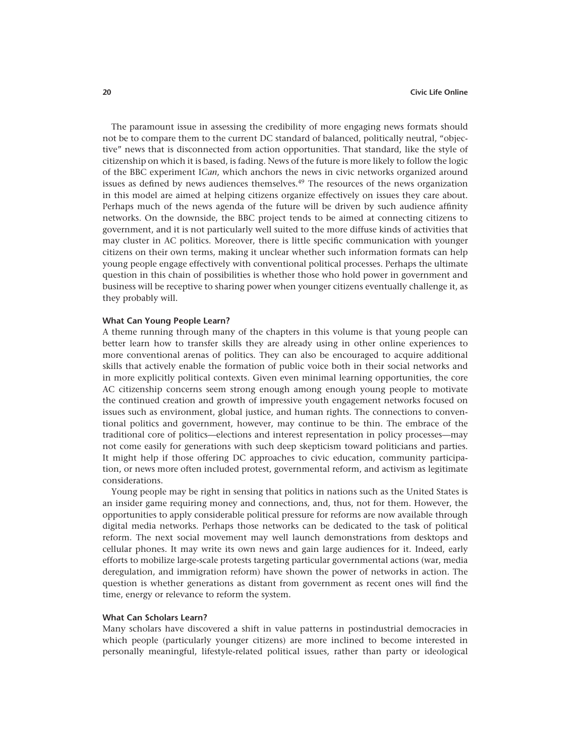The paramount issue in assessing the credibility of more engaging news formats should not be to compare them to the current DC standard of balanced, politically neutral, "objective" news that is disconnected from action opportunities. That standard, like the style of citizenship on which it is based, is fading. News of the future is more likely to follow the logic of the BBC experiment I*Can*, which anchors the news in civic networks organized around issues as defined by news audiences themselves.[49] The resources of the news organization in this model are aimed at helping citizens organize effectively on issues they care about. Perhaps much of the news agenda of the future will be driven by such audience affinity networks. On the downside, the BBC project tends to be aimed at connecting citizens to government, and it is not particularly well suited to the more diffuse kinds of activities that may cluster in AC politics. Moreover, there is little specific communication with younger citizens on their own terms, making it unclear whether such information formats can help young people engage effectively with conventional political processes. Perhaps the ultimate question in this chain of possibilities is whether those who hold power in government and business will be receptive to sharing power when younger citizens eventually challenge it, as they probably will.

### What Can Young People Learn?

A theme running through many of the chapters in this volume is that young people can better learn how to transfer skills they are already using in other online experiences to more conventional arenas of politics. They can also be encouraged to acquire additional skills that actively enable the formation of public voice both in their social networks and in more explicitly political contexts. Given even minimal learning opportunities, the core AC citizenship concerns seem strong enough among enough young people to motivate the continued creation and growth of impressive youth engagement networks focused on issues such as environment, global justice, and human rights. The connections to conventional politics and government, however, may continue to be thin. The embrace of the traditional core of politics—elections and interest representation in policy processes—may not come easily for generations with such deep skepticism toward politicians and parties. It might help if those offering DC approaches to civic education, community participation, or news more often included protest, governmental reform, and activism as legitimate considerations.

Young people may be right in sensing that politics in nations such as the United States is an insider game requiring money and connections, and, thus, not for them. However, the opportunities to apply considerable political pressure for reforms are now available through digital media networks. Perhaps those networks can be dedicated to the task of political reform. The next social movement may well launch demonstrations from desktops and cellular phones. It may write its own news and gain large audiences for it. Indeed, early efforts to mobilize large-scale protests targeting particular governmental actions (war, media deregulation, and immigration reform) have shown the power of networks in action. The question is whether generations as distant from government as recent ones will find the time, energy or relevance to reform the system.

### What Can Scholars Learn?

Many scholars have discovered a shift in value patterns in postindustrial democracies in which people (particularly younger citizens) are more inclined to become interested in personally meaningful, lifestyle-related political issues, rather than party or ideological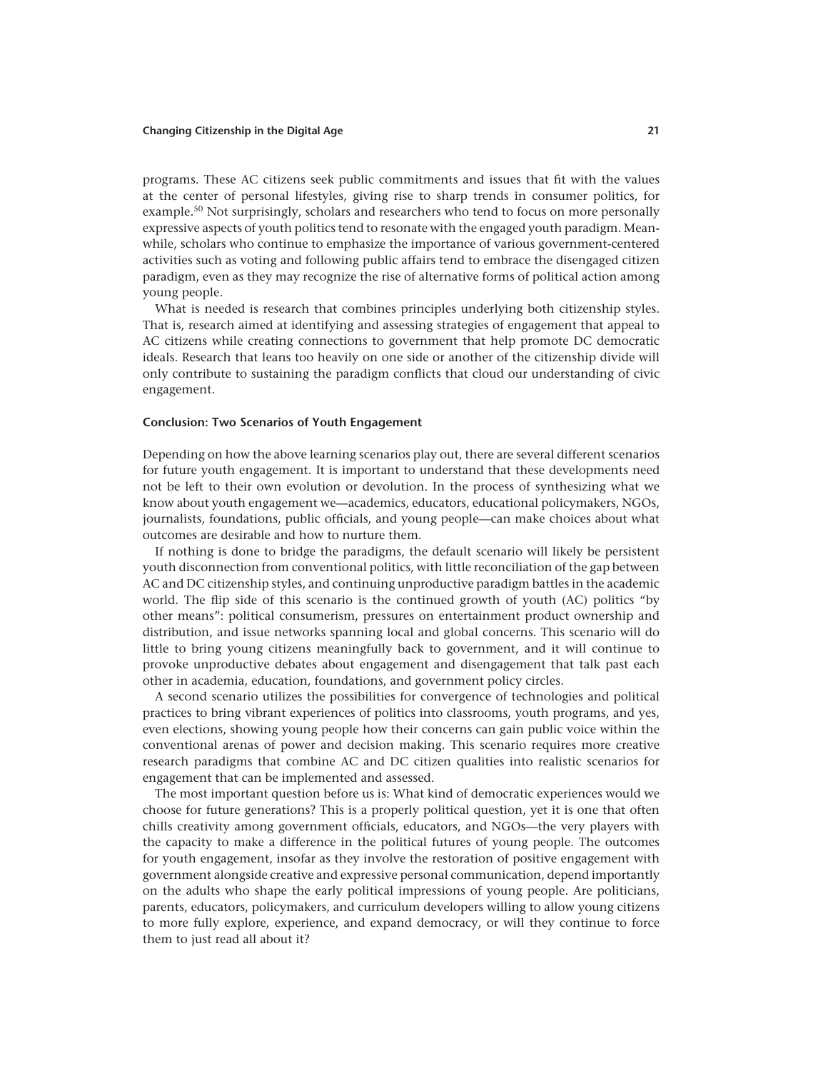programs. These AC citizens seek public commitments and issues that fit with the values at the center of personal lifestyles, giving rise to sharp trends in consumer politics, for example.[50] Not surprisingly, scholars and researchers who tend to focus on more personally expressive aspects of youth politics tend to resonate with the engaged youth paradigm. Meanwhile, scholars who continue to emphasize the importance of various government-centered activities such as voting and following public affairs tend to embrace the disengaged citizen paradigm, even as they may recognize the rise of alternative forms of political action among young people.

What is needed is research that combines principles underlying both citizenship styles. That is, research aimed at identifying and assessing strategies of engagement that appeal to AC citizens while creating connections to government that help promote DC democratic ideals. Research that leans too heavily on one side or another of the citizenship divide will only contribute to sustaining the paradigm conflicts that cloud our understanding of civic engagement.

### Conclusion: Two Scenarios of Youth Engagement

Depending on how the above learning scenarios play out, there are several different scenarios for future youth engagement. It is important to understand that these developments need not be left to their own evolution or devolution. In the process of synthesizing what we know about youth engagement we—academics, educators, educational policymakers, NGOs, journalists, foundations, public officials, and young people—can make choices about what outcomes are desirable and how to nurture them.

If nothing is done to bridge the paradigms, the default scenario will likely be persistent youth disconnection from conventional politics, with little reconciliation of the gap between AC and DC citizenship styles, and continuing unproductive paradigm battles in the academic world. The flip side of this scenario is the continued growth of youth (AC) politics "by other means": political consumerism, pressures on entertainment product ownership and distribution, and issue networks spanning local and global concerns. This scenario will do little to bring young citizens meaningfully back to government, and it will continue to provoke unproductive debates about engagement and disengagement that talk past each other in academia, education, foundations, and government policy circles.

A second scenario utilizes the possibilities for convergence of technologies and political practices to bring vibrant experiences of politics into classrooms, youth programs, and yes, even elections, showing young people how their concerns can gain public voice within the conventional arenas of power and decision making. This scenario requires more creative research paradigms that combine AC and DC citizen qualities into realistic scenarios for engagement that can be implemented and assessed.

The most important question before us is: What kind of democratic experiences would we choose for future generations? This is a properly political question, yet it is one that often chills creativity among government officials, educators, and NGOs—the very players with the capacity to make a difference in the political futures of young people. The outcomes for youth engagement, insofar as they involve the restoration of positive engagement with government alongside creative and expressive personal communication, depend importantly on the adults who shape the early political impressions of young people. Are politicians, parents, educators, policymakers, and curriculum developers willing to allow young citizens to more fully explore, experience, and expand democracy, or will they continue to force them to just read all about it?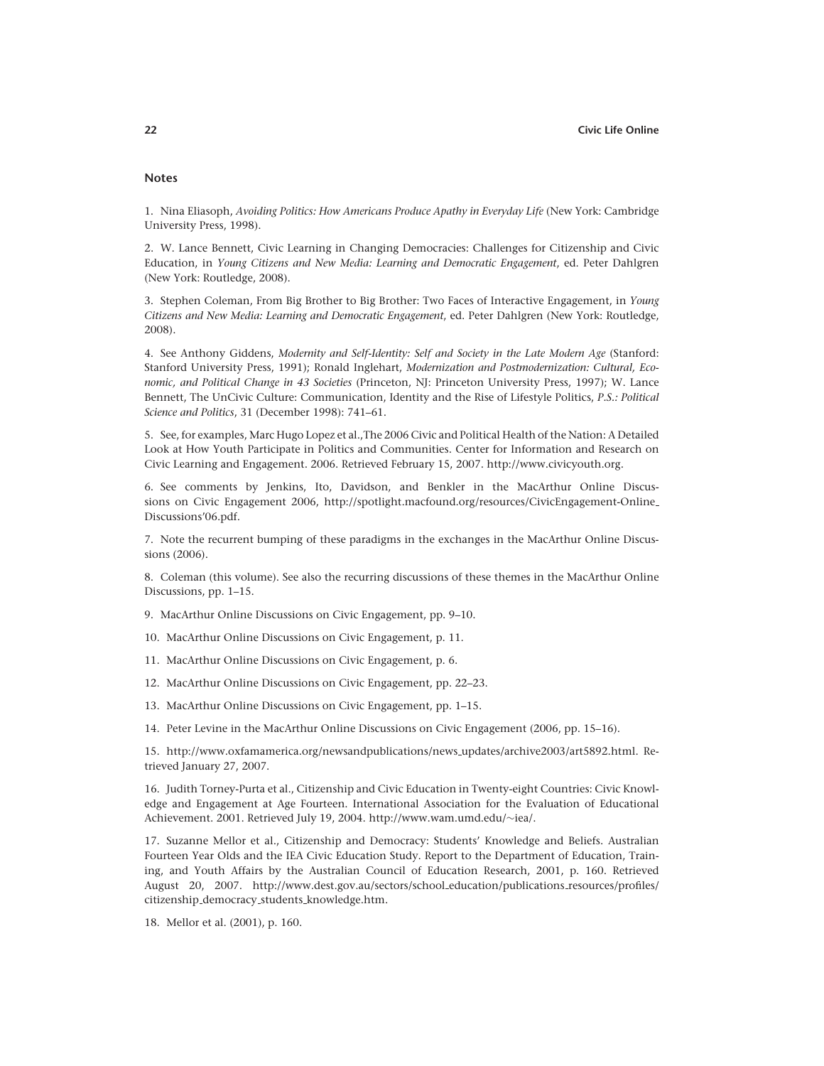## Notes

1. Nina Eliasoph, *Avoiding Politics: How Americans Produce Apathy in Everyday Life* (New York: Cambridge University Press, 1998).

2. W. Lance Bennett, Civic Learning in Changing Democracies: Challenges for Citizenship and Civic Education, in *Young Citizens and New Media: Learning and Democratic Engagement*, ed. Peter Dahlgren (New York: Routledge, 2008).

3. Stephen Coleman, From Big Brother to Big Brother: Two Faces of Interactive Engagement, in *Young Citizens and New Media: Learning and Democratic Engagement*, ed. Peter Dahlgren (New York: Routledge, 2008).

4. See Anthony Giddens, *Modernity and Self-Identity: Self and Society in the Late Modern Age* (Stanford: Stanford University Press, 1991); Ronald Inglehart, *Modernization and Postmodernization: Cultural, Economic, and Political Change in 43 Societies* (Princeton, NJ: Princeton University Press, 1997); W. Lance Bennett, The UnCivic Culture: Communication, Identity and the Rise of Lifestyle Politics, *P.S.: Political Science and Politics*, 31 (December 1998): 741–61.

5. See, for examples, Marc Hugo Lopez et al.,The 2006 Civic and Political Health of the Nation: A Detailed Look at How Youth Participate in Politics and Communities. Center for Information and Research on Civic Learning and Engagement. 2006. Retrieved February 15, 2007. http://www.civicyouth.org.

6. See comments by Jenkins, Ito, Davidson, and Benkler in the MacArthur Online Discussions on Civic Engagement 2006, http://spotlight.macfound.org/resources/CivicEngagement-Online_Discussions'06.pdf.

7. Note the recurrent bumping of these paradigms in the exchanges in the MacArthur Online Discussions (2006).

8. Coleman (this volume). See also the recurring discussions of these themes in the MacArthur Online Discussions, pp. 1–15.

9. MacArthur Online Discussions on Civic Engagement, pp. 9–10.

10. MacArthur Online Discussions on Civic Engagement, p. 11.

11. MacArthur Online Discussions on Civic Engagement, p. 6.

12. MacArthur Online Discussions on Civic Engagement, pp. 22–23.

13. MacArthur Online Discussions on Civic Engagement, pp. 1–15.

14. Peter Levine in the MacArthur Online Discussions on Civic Engagement (2006, pp. 15–16).

15. http://www.oxfamamerica.org/newsandpublications/news_updates/archive2003/art5892.html. Retrieved January 27, 2007.

16. Judith Torney-Purta et al., Citizenship and Civic Education in Twenty-eight Countries: Civic Knowledge and Engagement at Age Fourteen. International Association for the Evaluation of Educational Achievement. 2001. Retrieved July 19, 2004. http://www.wam.umd.edu/~iea/.

17. Suzanne Mellor et al., Citizenship and Democracy: Students' Knowledge and Beliefs. Australian Fourteen Year Olds and the IEA Civic Education Study. Report to the Department of Education, Training, and Youth Affairs by the Australian Council of Education Research, 2001, p. 160. Retrieved August 20, 2007. http://www.dest.gov.au/sectors/school_education/publications_resources/profiles/citizenship_democracy_students_knowledge.htm.

18. Mellor et al. (2001), p. 160.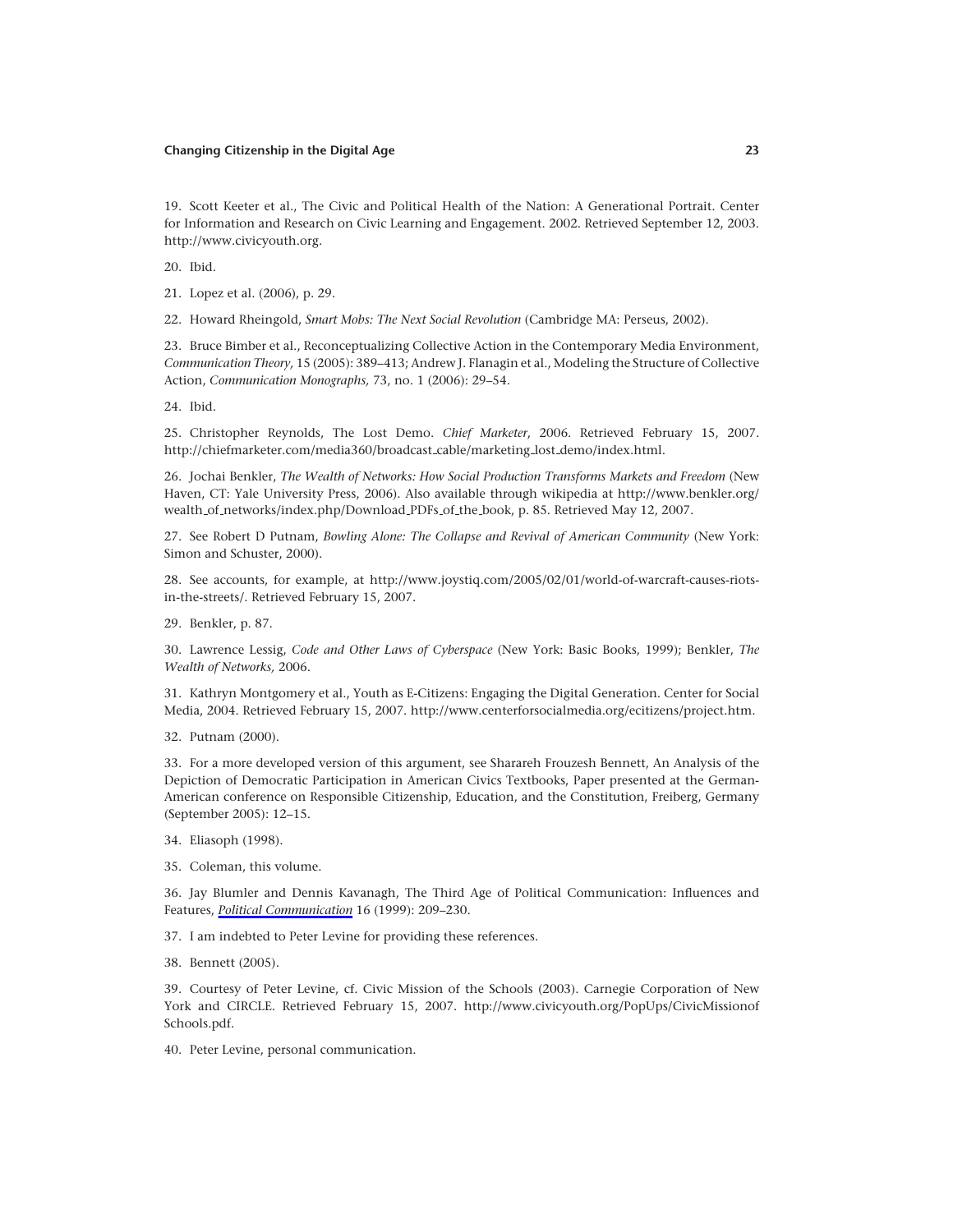19. Scott Keeter et al., The Civic and Political Health of the Nation: A Generational Portrait. Center for Information and Research on Civic Learning and Engagement. 2002. Retrieved September 12, 2003. http://www.civicyouth.org.

20. Ibid.

21. Lopez et al. (2006), p. 29.

22. Howard Rheingold, *Smart Mobs: The Next Social Revolution* (Cambridge MA: Perseus, 2002).

23. Bruce Bimber et al., Reconceptualizing Collective Action in the Contemporary Media Environment, *Communication Theory,* 15 (2005): 389–413; Andrew J. Flanagin et al., Modeling the Structure of Collective Action, *Communication Monographs,* 73, no. 1 (2006): 29–54.

24. Ibid.

25. Christopher Reynolds, The Lost Demo. *Chief Marketer*, 2006. Retrieved February 15, 2007. http://chiefmarketer.com/media360/broadcast_cable/marketing_lost_demo/index.html.

26. Jochai Benkler, *The Wealth of Networks: How Social Production Transforms Markets and Freedom* (New Haven, CT: Yale University Press, 2006). Also available through wikipedia at http://www.benkler.org/wealth_of_networks/index.php/Download_PDFs_of_the_book, p. 85. Retrieved May 12, 2007.

27. See Robert D Putnam, *Bowling Alone: The Collapse and Revival of American Community* (New York: Simon and Schuster, 2000).

28. See accounts, for example, at http://www.joystiq.com/2005/02/01/world-of-warcraft-causes-riots-in-the-streets/. Retrieved February 15, 2007.

29. Benkler, p. 87.

30. Lawrence Lessig, *Code and Other Laws of Cyberspace* (New York: Basic Books, 1999); Benkler, *The Wealth of Networks,* 2006.

31. Kathryn Montgomery et al., Youth as E-Citizens: Engaging the Digital Generation. Center for Social Media, 2004. Retrieved February 15, 2007. http://www.centerforsocialmedia.org/ecitizens/project.htm.

32. Putnam (2000).

33. For a more developed version of this argument, see Sharareh Frouzesh Bennett, An Analysis of the Depiction of Democratic Participation in American Civics Textbooks, Paper presented at the German-American conference on Responsible Citizenship, Education, and the Constitution, Freiberg, Germany (September 2005): 12–15.

34. Eliasoph (1998).

35. Coleman, this volume.

36. Jay Blumler and Dennis Kavanagh, The Third Age of Political Communication: Influences and Features, *Political Communication* 16 (1999): 209–230.

37. I am indebted to Peter Levine for providing these references.

38. Bennett (2005).

39. Courtesy of Peter Levine, cf. Civic Mission of the Schools (2003). Carnegie Corporation of New York and CIRCLE. Retrieved February 15, 2007. http://www.civicyouth.org/PopUps/CivicMissionofSchools.pdf.

40. Peter Levine, personal communication.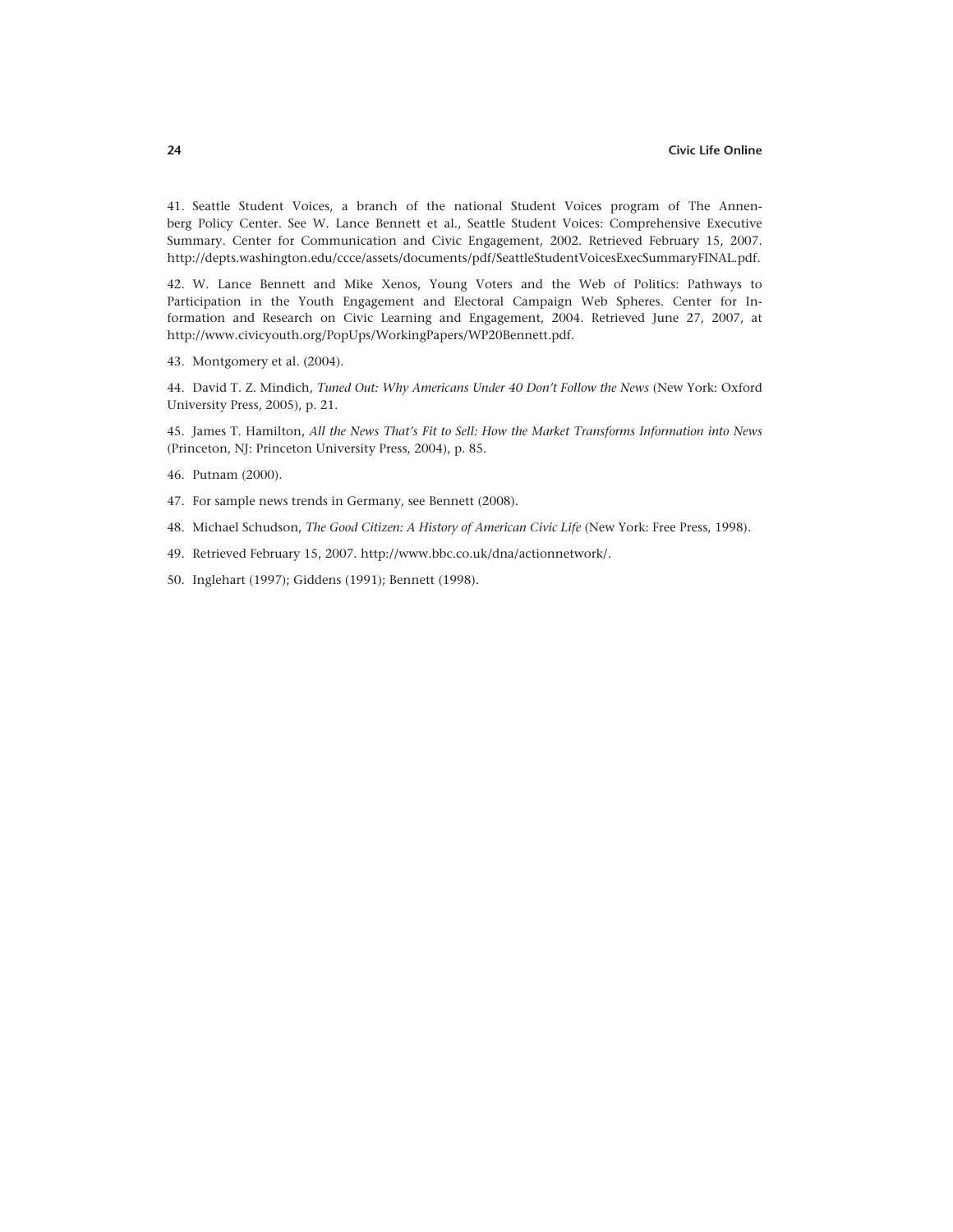41. Seattle Student Voices, a branch of the national Student Voices program of The Annenberg Policy Center. See W. Lance Bennett et al., Seattle Student Voices: Comprehensive Executive Summary. Center for Communication and Civic Engagement, 2002. Retrieved February 15, 2007. http://depts.washington.edu/ccce/assets/documents/pdf/SeattleStudentVoicesExecSummaryFINAL.pdf.

42. W. Lance Bennett and Mike Xenos, Young Voters and the Web of Politics: Pathways to Participation in the Youth Engagement and Electoral Campaign Web Spheres. Center for Information and Research on Civic Learning and Engagement, 2004. Retrieved June 27, 2007, at http://www.civicyouth.org/PopUps/WorkingPapers/WP20Bennett.pdf.

43. Montgomery et al. (2004).

44. David T. Z. Mindich, *Tuned Out: Why Americans Under 40 Don't Follow the News* (New York: Oxford University Press, 2005), p. 21.

45. James T. Hamilton, *All the News That's Fit to Sell: How the Market Transforms Information into News* (Princeton, NJ: Princeton University Press, 2004), p. 85.

46. Putnam (2000).

47. For sample news trends in Germany, see Bennett (2008).

48. Michael Schudson, *The Good Citizen: A History of American Civic Life* (New York: Free Press, 1998).

49. Retrieved February 15, 2007. http://www.bbc.co.uk/dna/actionnetwork/.

50. Inglehart (1997); Giddens (1991); Bennett (1998).